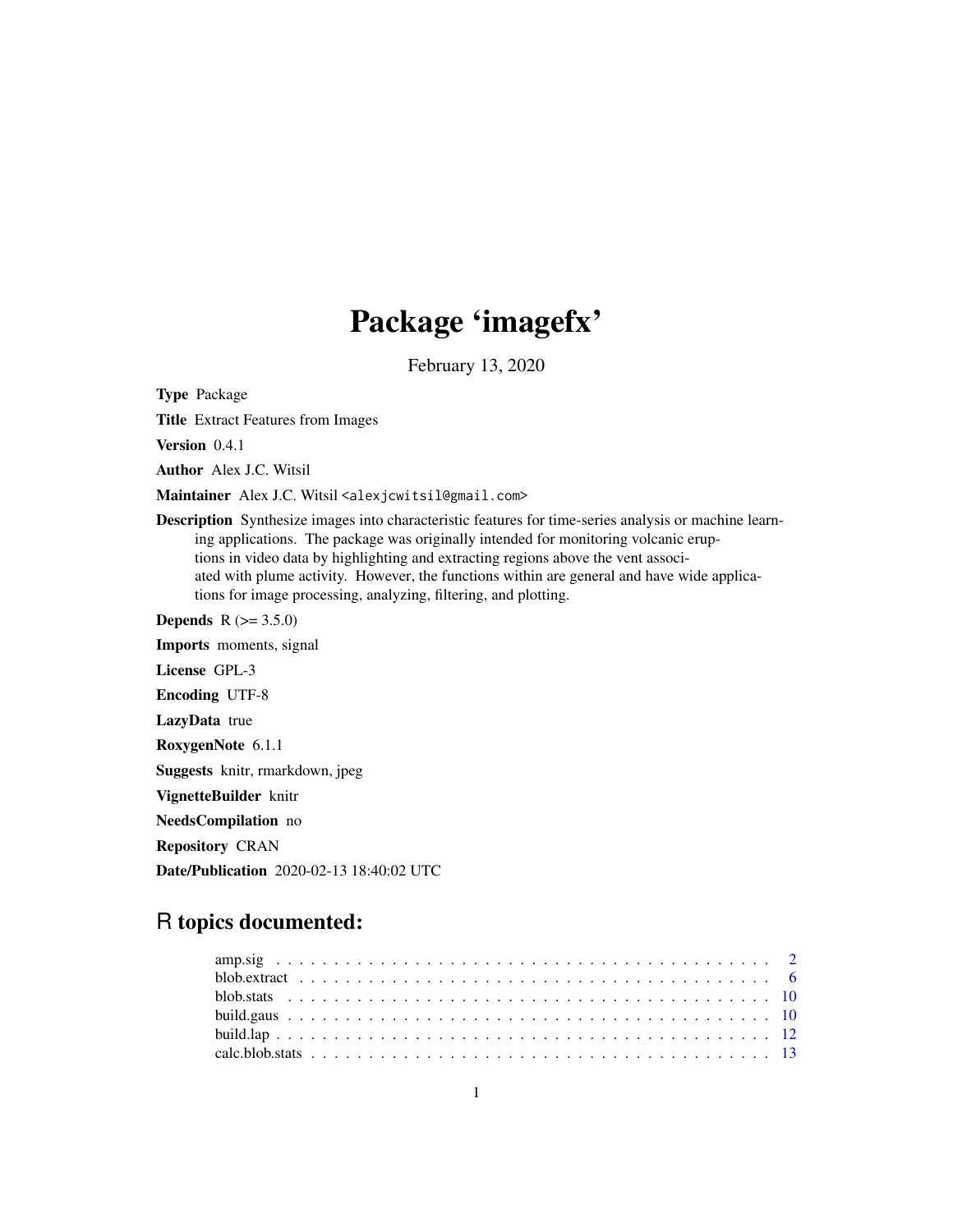# Package 'imagefx'

February 13, 2020

**Type** Package

**Title** Extract Features from Images

**Version** 0.4.1

**Author** Alex J.C. Witsil

**Maintainer** Alex J.C. Witsil <alexjcwitsil@gmail.com>

**Description** Synthesize images into characteristic features for time-series analysis or machine learning applications. The package was originally intended for monitoring volcanic eruptions in video data by highlighting and extracting regions above the vent associated with plume activity. However, the functions within are general and have wide applications for image processing, analyzing, filtering, and plotting.

**Depends** R (>= 3.5.0)

**Imports** moments, signal

**License** GPL-3

**Encoding** UTF-8

**LazyData** true

**RoxygenNote** 6.1.1

**Suggests** knitr, rmarkdown, jpeg

**VignetteBuilder** knitr

**NeedsCompilation** no

**Repository** CRAN

**Date/Publication** 2020-02-13 18:40:02 UTC

## R topics documented:

amp.sig . . . . . . . . . . . . . . . . . . . . . . . . . . . . . . . . . . . . . . . . . . 2
blob.extract . . . . . . . . . . . . . . . . . . . . . . . . . . . . . . . . . . . . . . . . 6
blob.stats . . . . . . . . . . . . . . . . . . . . . . . . . . . . . . . . . . . . . . . . . 10
build.gaus . . . . . . . . . . . . . . . . . . . . . . . . . . . . . . . . . . . . . . . . . 10
build.lap . . . . . . . . . . . . . . . . . . . . . . . . . . . . . . . . . . . . . . . . . . 12
calc.blob.stats . . . . . . . . . . . . . . . . . . . . . . . . . . . . . . . . . . . . . . . 13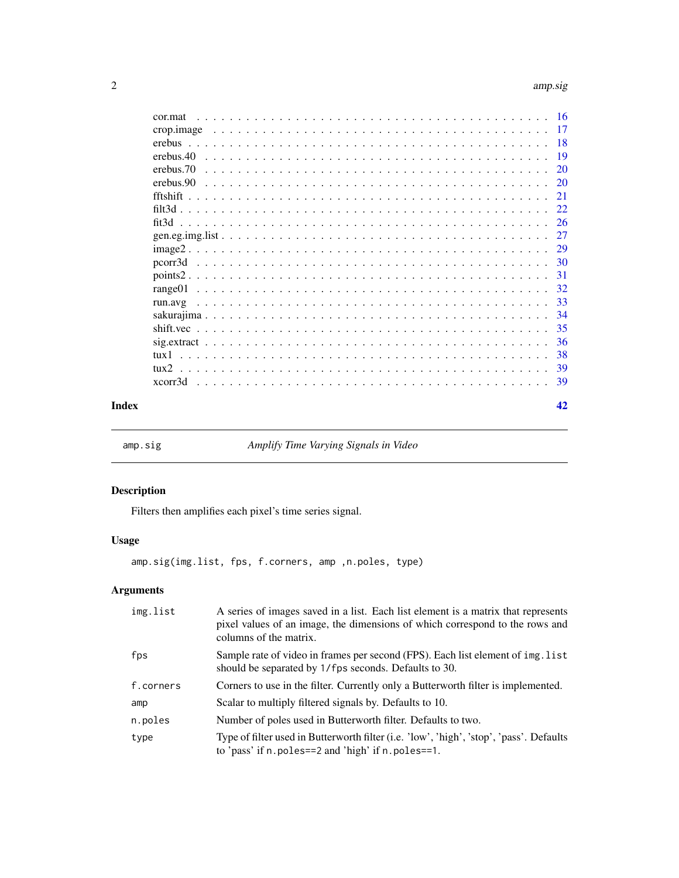| | |
|---|---|
| cor.mat | 16 |
| crop.image | 17 |
| erebus | 18 |
| erebus.40 | 19 |
| erebus.70 | 20 |
| erebus.90 | 20 |
| fftshift | 21 |
| filt3d | 22 |
| fit3d | 26 |
| gen.eg.img.list | 27 |
| image2 | 29 |
| pcorr3d | 30 |
| points2 | 31 |
| range01 | 32 |
| run.avg | 33 |
| sakurajima | 34 |
| shift.vec | 35 |
| sig.extract | 36 |
| tux1 | 38 |
| tux2 | 39 |
| xcorr3d | 39 |

**Index** **42**

---

`amp.sig` *Amplify Time Varying Signals in Video*

---

## Description

Filters then amplifies each pixel's time series signal.

## Usage

```
amp.sig(img.list, fps, f.corners, amp ,n.poles, type)
```

## Arguments

| | |
|---|---|
| `img.list` | A series of images saved in a list. Each list element is a matrix that represents pixel values of an image, the dimensions of which correspond to the rows and columns of the matrix. |
| `fps` | Sample rate of video in frames per second (FPS). Each list element of `img.list` should be separated by `1/fps` seconds. Defaults to 30. |
| `f.corners` | Corners to use in the filter. Currently only a Butterworth filter is implemented. |
| `amp` | Scalar to multiply filtered signals by. Defaults to 10. |
| `n.poles` | Number of poles used in Butterworth filter. Defaults to two. |
| `type` | Type of filter used in Butterworth filter (i.e. 'low', 'high', 'stop', 'pass'. Defaults to 'pass' if `n.poles==2` and 'high' if `n.poles==1`. |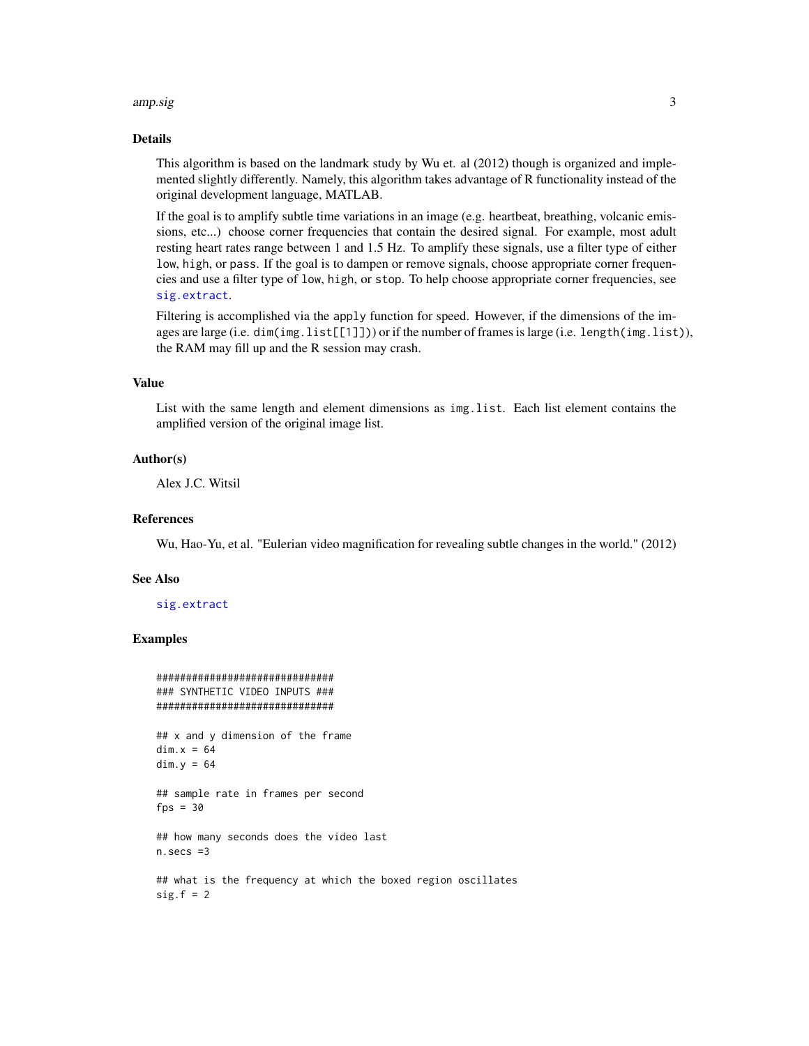## Details

This algorithm is based on the landmark study by Wu et. al (2012) though is organized and implemented slightly differently. Namely, this algorithm takes advantage of R functionality instead of the original development language, MATLAB.

If the goal is to amplify subtle time variations in an image (e.g. heartbeat, breathing, volcanic emissions, etc...) choose corner frequencies that contain the desired signal. For example, most adult resting heart rates range between 1 and 1.5 Hz. To amplify these signals, use a filter type of either `low`, `high`, or `pass`. If the goal is to dampen or remove signals, choose appropriate corner frequencies and use a filter type of `low`, `high`, or `stop`. To help choose appropriate corner frequencies, see `sig.extract`.

Filtering is accomplished via the `apply` function for speed. However, if the dimensions of the images are large (i.e. `dim(img.list[[1]])`) or if the number of frames is large (i.e. `length(img.list)`), the RAM may fill up and the R session may crash.

## Value

List with the same length and element dimensions as `img.list`. Each list element contains the amplified version of the original image list.

## Author(s)

Alex J.C. Witsil

## References

Wu, Hao-Yu, et al. "Eulerian video magnification for revealing subtle changes in the world." (2012)

## See Also

`sig.extract`

## Examples

```
##############################
### SYNTHETIC VIDEO INPUTS ###
##############################

## x and y dimension of the frame
dim.x = 64
dim.y = 64

## sample rate in frames per second
fps = 30

## how many seconds does the video last
n.secs =3

## what is the frequency at which the boxed region oscillates
sig.f = 2
```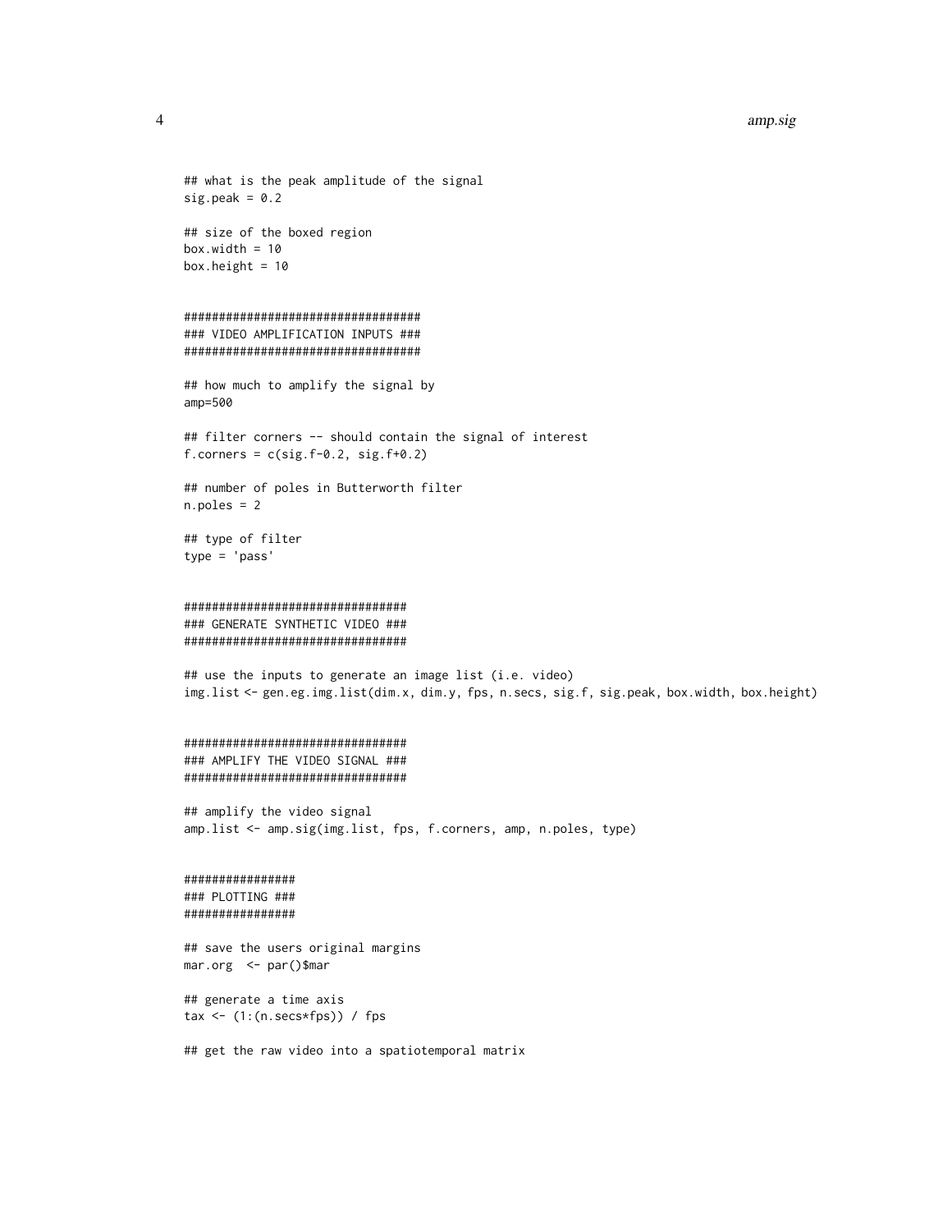```
## what is the peak amplitude of the signal
sig.peak = 0.2

## size of the boxed region
box.width = 10
box.height = 10


###################################
### VIDEO AMPLIFICATION INPUTS ###
###################################

## how much to amplify the signal by
amp=500

## filter corners -- should contain the signal of interest
f.corners = c(sig.f-0.2, sig.f+0.2)

## number of poles in Butterworth filter
n.poles = 2

## type of filter
type = 'pass'


#################################
### GENERATE SYNTHETIC VIDEO ###
#################################

## use the inputs to generate an image list (i.e. video)
img.list <- gen.eg.img.list(dim.x, dim.y, fps, n.secs, sig.f, sig.peak, box.width, box.height)


################################
### AMPLIFY THE VIDEO SIGNAL ###
################################

## amplify the video signal
amp.list <- amp.sig(img.list, fps, f.corners, amp, n.poles, type)


################
### PLOTTING ###
################

## save the users original margins
mar.org  <- par()$mar

## generate a time axis
tax <- (1:(n.secs*fps)) / fps

## get the raw video into a spatiotemporal matrix
```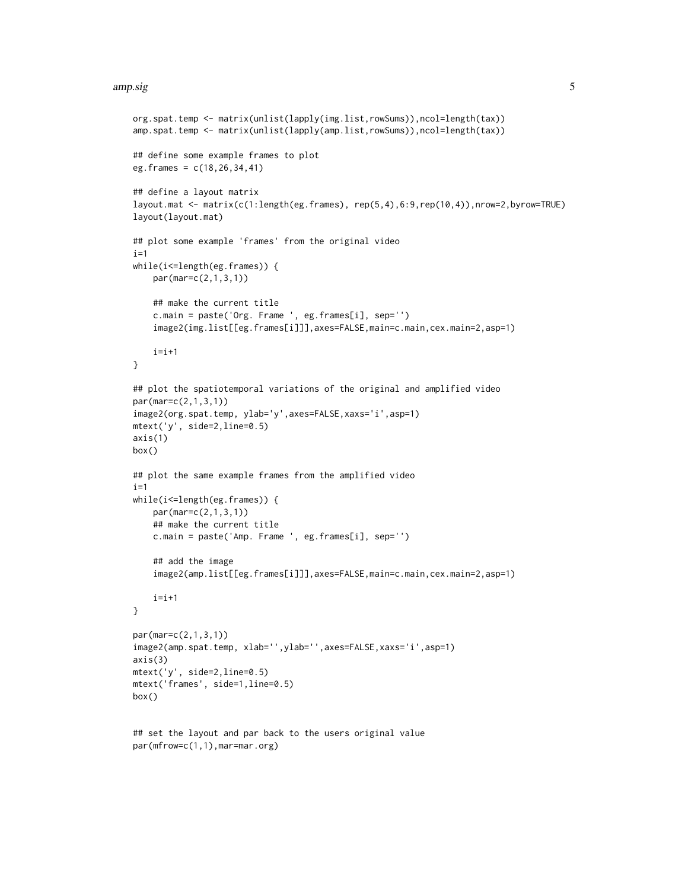```
org.spat.temp <- matrix(unlist(lapply(img.list,rowSums)),ncol=length(tax))
amp.spat.temp <- matrix(unlist(lapply(amp.list,rowSums)),ncol=length(tax))

## define some example frames to plot
eg.frames = c(18,26,34,41)

## define a layout matrix
layout.mat <- matrix(c(1:length(eg.frames), rep(5,4),6:9,rep(10,4)),nrow=2,byrow=TRUE)
layout(layout.mat)

## plot some example 'frames' from the original video
i=1
while(i<=length(eg.frames)) {
    par(mar=c(2,1,3,1))

    ## make the current title
    c.main = paste('Org. Frame ', eg.frames[i], sep='')
    image2(img.list[[eg.frames[i]]],axes=FALSE,main=c.main,cex.main=2,asp=1)

    i=i+1
}

## plot the spatiotemporal variations of the original and amplified video
par(mar=c(2,1,3,1))
image2(org.spat.temp, ylab='y',axes=FALSE,xaxs='i',asp=1)
mtext('y', side=2,line=0.5)
axis(1)
box()

## plot the same example frames from the amplified video
i=1
while(i<=length(eg.frames)) {
    par(mar=c(2,1,3,1))
    ## make the current title
    c.main = paste('Amp. Frame ', eg.frames[i], sep='')

    ## add the image
    image2(amp.list[[eg.frames[i]]],axes=FALSE,main=c.main,cex.main=2,asp=1)

    i=i+1
}

par(mar=c(2,1,3,1))
image2(amp.spat.temp, xlab='',ylab='',axes=FALSE,xaxs='i',asp=1)
axis(3)
mtext('y', side=2,line=0.5)
mtext('frames', side=1,line=0.5)
box()


## set the layout and par back to the users original value
par(mfrow=c(1,1),mar=mar.org)
```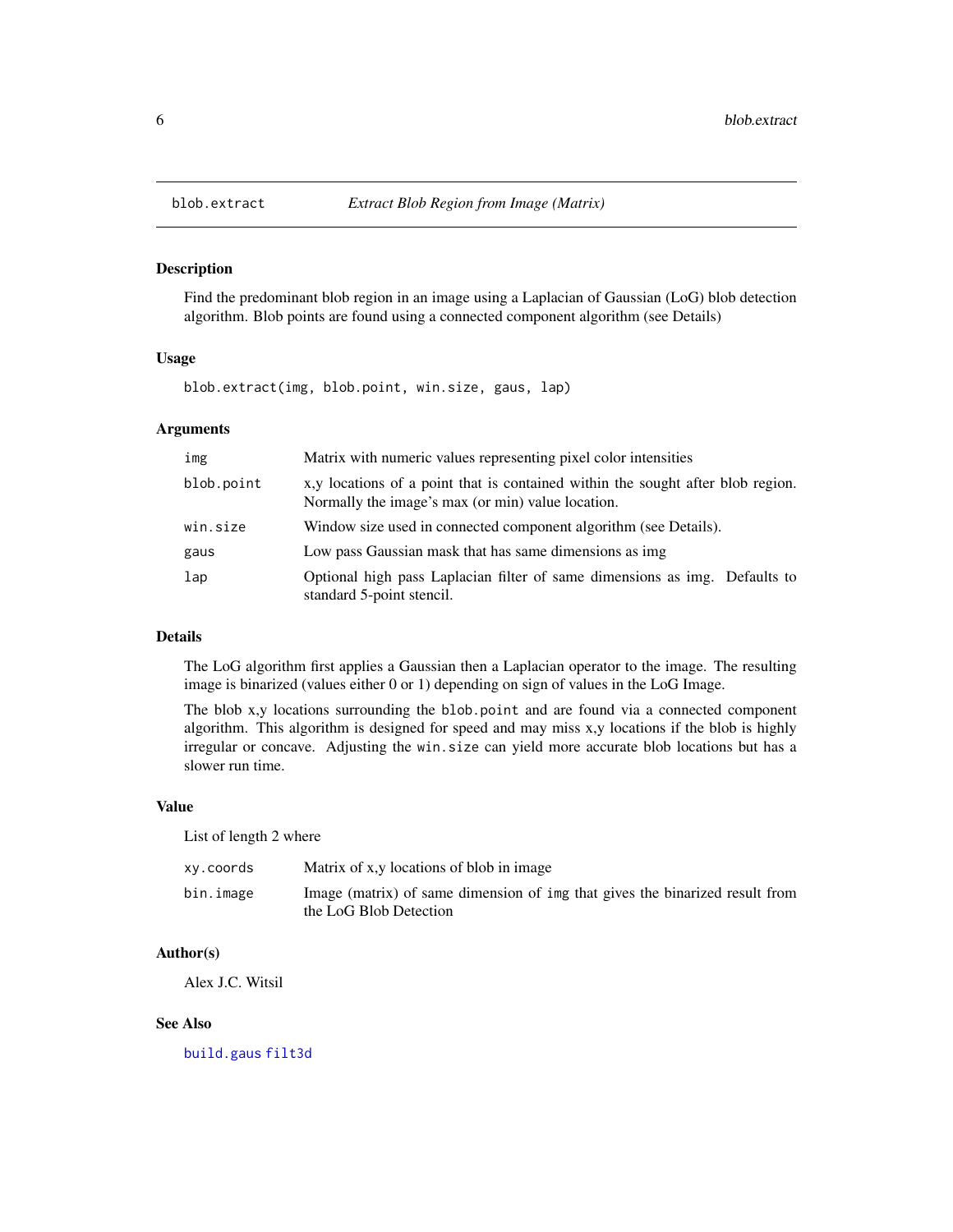# blob.extract — *Extract Blob Region from Image (Matrix)*

## Description

Find the predominant blob region in an image using a Laplacian of Gaussian (LoG) blob detection algorithm. Blob points are found using a connected component algorithm (see Details)

## Usage

```
blob.extract(img, blob.point, win.size, gaus, lap)
```

## Arguments

| | |
|---|---|
| `img` | Matrix with numeric values representing pixel color intensities |
| `blob.point` | x,y locations of a point that is contained within the sought after blob region. Normally the image's max (or min) value location. |
| `win.size` | Window size used in connected component algorithm (see Details). |
| `gaus` | Low pass Gaussian mask that has same dimensions as img |
| `lap` | Optional high pass Laplacian filter of same dimensions as img. Defaults to standard 5-point stencil. |

## Details

The LoG algorithm first applies a Gaussian then a Laplacian operator to the image. The resulting image is binarized (values either 0 or 1) depending on sign of values in the LoG Image.

The blob x,y locations surrounding the `blob.point` and are found via a connected component algorithm. This algorithm is designed for speed and may miss x,y locations if the blob is highly irregular or concave. Adjusting the `win.size` can yield more accurate blob locations but has a slower run time.

## Value

List of length 2 where

| | |
|---|---|
| `xy.coords` | Matrix of x,y locations of blob in image |
| `bin.image` | Image (matrix) of same dimension of `img` that gives the binarized result from the LoG Blob Detection |

## Author(s)

Alex J.C. Witsil

## See Also

`build.gaus` `filt3d`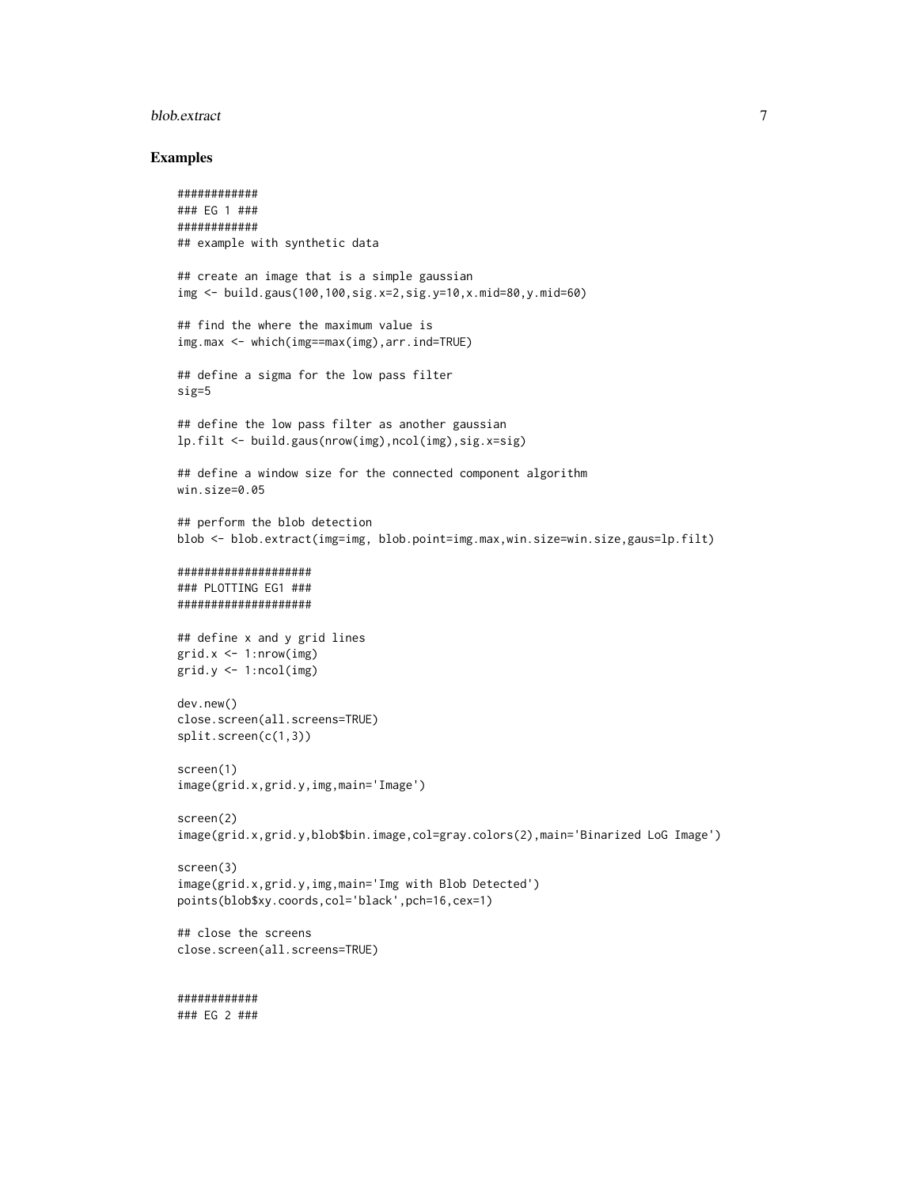## Examples

```
############
### EG 1 ###
############
## example with synthetic data

## create an image that is a simple gaussian
img <- build.gaus(100,100,sig.x=2,sig.y=10,x.mid=80,y.mid=60)

## find the where the maximum value is
img.max <- which(img==max(img),arr.ind=TRUE)

## define a sigma for the low pass filter
sig=5

## define the low pass filter as another gaussian
lp.filt <- build.gaus(nrow(img),ncol(img),sig.x=sig)

## define a window size for the connected component algorithm
win.size=0.05

## perform the blob detection
blob <- blob.extract(img=img, blob.point=img.max,win.size=win.size,gaus=lp.filt)

####################
### PLOTTING EG1 ###
####################

## define x and y grid lines
grid.x <- 1:nrow(img)
grid.y <- 1:ncol(img)

dev.new()
close.screen(all.screens=TRUE)
split.screen(c(1,3))

screen(1)
image(grid.x,grid.y,img,main='Image')

screen(2)
image(grid.x,grid.y,blob$bin.image,col=gray.colors(2),main='Binarized LoG Image')

screen(3)
image(grid.x,grid.y,img,main='Img with Blob Detected')
points(blob$xy.coords,col='black',pch=16,cex=1)

## close the screens
close.screen(all.screens=TRUE)


############
### EG 2 ###
```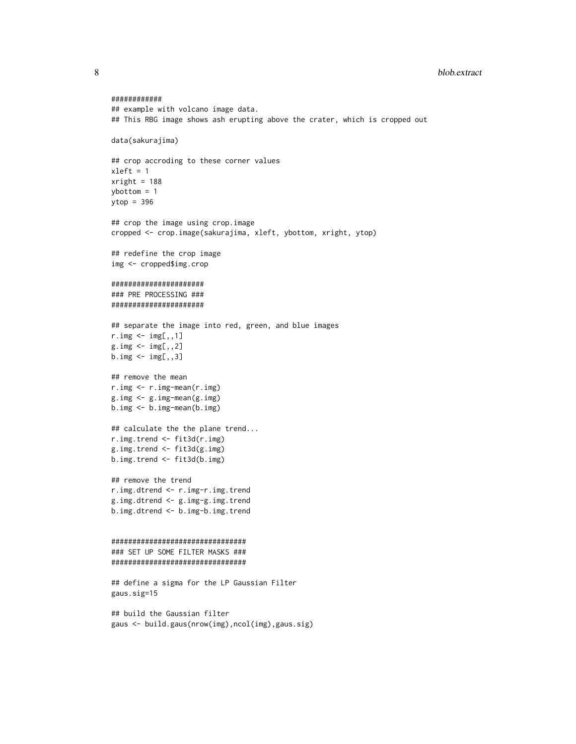```
############
## example with volcano image data.
## This RBG image shows ash erupting above the crater, which is cropped out

data(sakurajima)

## crop accroding to these corner values
xleft = 1
xright = 188
ybottom = 1
ytop = 396

## crop the image using crop.image
cropped <- crop.image(sakurajima, xleft, ybottom, xright, ytop)

## redefine the crop image
img <- cropped$img.crop

######################
### PRE PROCESSING ###
######################

## separate the image into red, green, and blue images
r.img <- img[,,1]
g.img <- img[,,2]
b.img <- img[,,3]

## remove the mean
r.img <- r.img-mean(r.img)
g.img <- g.img-mean(g.img)
b.img <- b.img-mean(b.img)

## calculate the the plane trend...
r.img.trend <- fit3d(r.img)
g.img.trend <- fit3d(g.img)
b.img.trend <- fit3d(b.img)

## remove the trend
r.img.dtrend <- r.img-r.img.trend
g.img.dtrend <- g.img-g.img.trend
b.img.dtrend <- b.img-b.img.trend


################################
### SET UP SOME FILTER MASKS ###
################################

## define a sigma for the LP Gaussian Filter
gaus.sig=15

## build the Gaussian filter
gaus <- build.gaus(nrow(img),ncol(img),gaus.sig)
```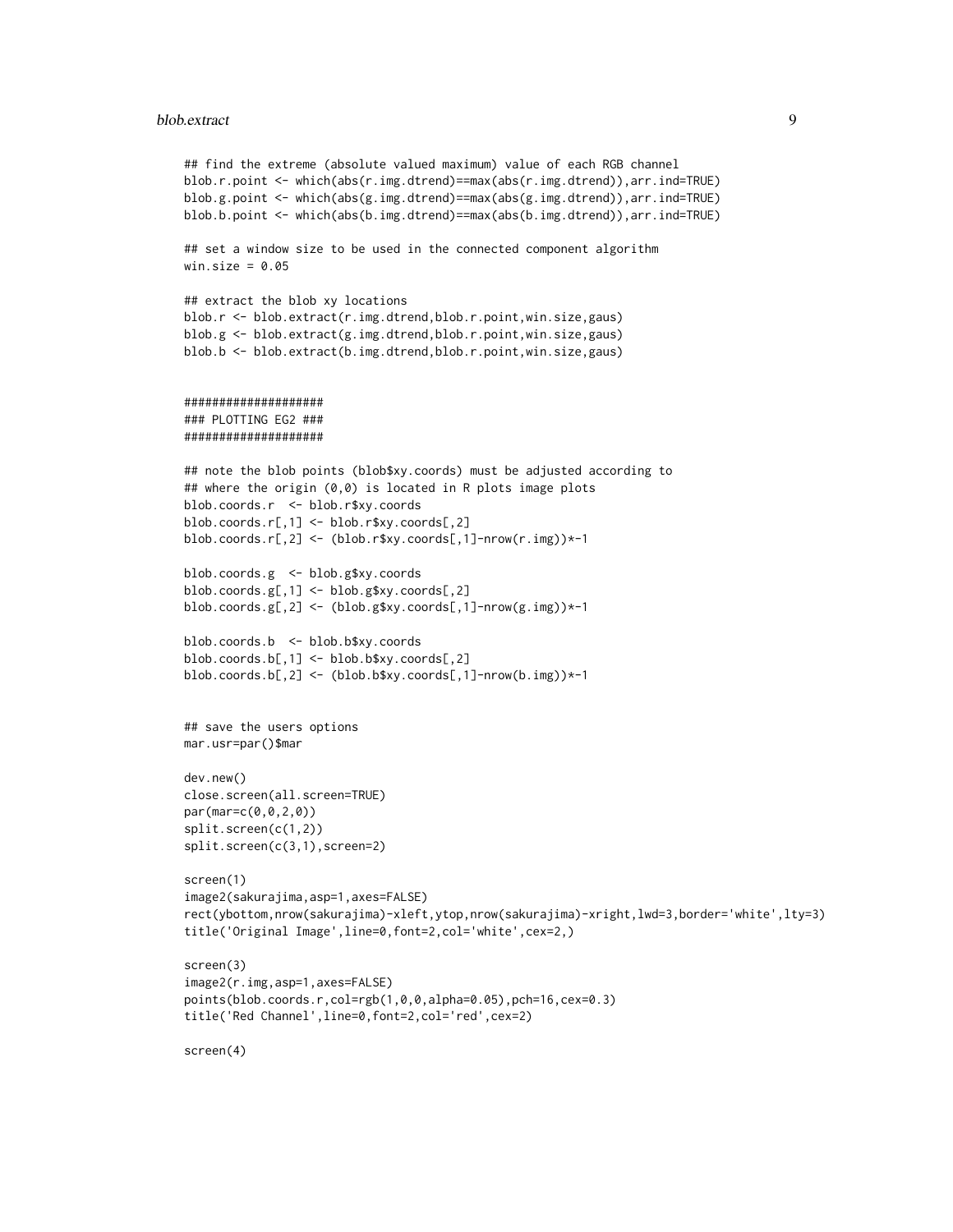```
## find the extreme (absolute valued maximum) value of each RGB channel
blob.r.point <- which(abs(r.img.dtrend)==max(abs(r.img.dtrend)),arr.ind=TRUE)
blob.g.point <- which(abs(g.img.dtrend)==max(abs(g.img.dtrend)),arr.ind=TRUE)
blob.b.point <- which(abs(b.img.dtrend)==max(abs(b.img.dtrend)),arr.ind=TRUE)

## set a window size to be used in the connected component algorithm
win.size = 0.05

## extract the blob xy locations
blob.r <- blob.extract(r.img.dtrend,blob.r.point,win.size,gaus)
blob.g <- blob.extract(g.img.dtrend,blob.r.point,win.size,gaus)
blob.b <- blob.extract(b.img.dtrend,blob.r.point,win.size,gaus)


###################
### PLOTTING EG2 ###
###################

## note the blob points (blob$xy.coords) must be adjusted according to
## where the origin (0,0) is located in R plots image plots
blob.coords.r  <- blob.r$xy.coords
blob.coords.r[,1] <- blob.r$xy.coords[,2]
blob.coords.r[,2] <- (blob.r$xy.coords[,1]-nrow(r.img))*-1

blob.coords.g  <- blob.g$xy.coords
blob.coords.g[,1] <- blob.g$xy.coords[,2]
blob.coords.g[,2] <- (blob.g$xy.coords[,1]-nrow(g.img))*-1

blob.coords.b  <- blob.b$xy.coords
blob.coords.b[,1] <- blob.b$xy.coords[,2]
blob.coords.b[,2] <- (blob.b$xy.coords[,1]-nrow(b.img))*-1


## save the users options
mar.usr=par()$mar

dev.new()
close.screen(all.screen=TRUE)
par(mar=c(0,0,2,0))
split.screen(c(1,2))
split.screen(c(3,1),screen=2)

screen(1)
image2(sakurajima,asp=1,axes=FALSE)
rect(ybottom,nrow(sakurajima)-xleft,ytop,nrow(sakurajima)-xright,lwd=3,border='white',lty=3)
title('Original Image',line=0,font=2,col='white',cex=2,)

screen(3)
image2(r.img,asp=1,axes=FALSE)
points(blob.coords.r,col=rgb(1,0,0,alpha=0.05),pch=16,cex=0.3)
title('Red Channel',line=0,font=2,col='red',cex=2)

screen(4)
```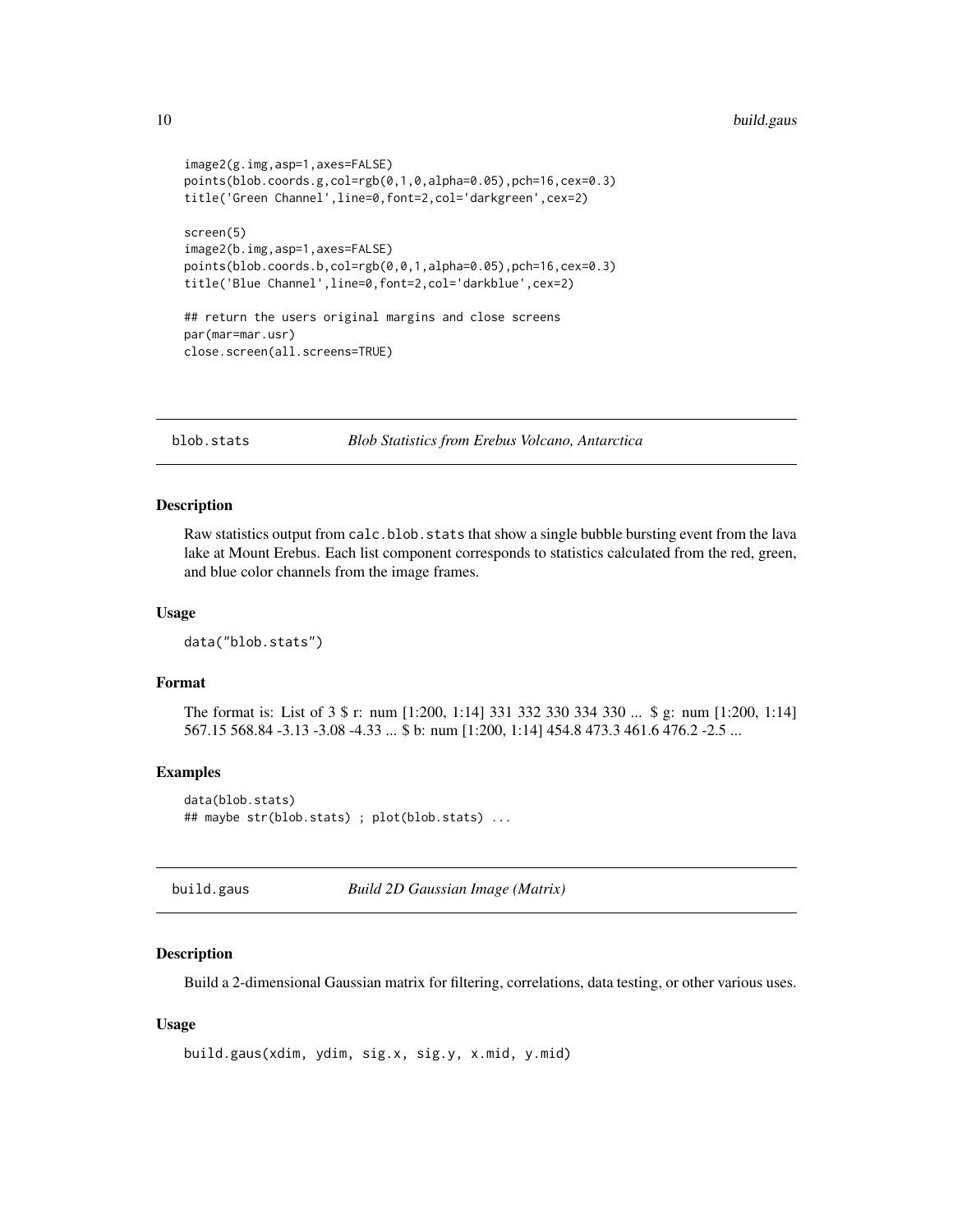```
image2(g.img,asp=1,axes=FALSE)
points(blob.coords.g,col=rgb(0,1,0,alpha=0.05),pch=16,cex=0.3)
title('Green Channel',line=0,font=2,col='darkgreen',cex=2)

screen(5)
image2(b.img,asp=1,axes=FALSE)
points(blob.coords.b,col=rgb(0,0,1,alpha=0.05),pch=16,cex=0.3)
title('Blue Channel',line=0,font=2,col='darkblue',cex=2)

## return the users original margins and close screens
par(mar=mar.usr)
close.screen(all.screens=TRUE)
```

---

## blob.stats — *Blob Statistics from Erebus Volcano, Antarctica*

### Description

Raw statistics output from `calc.blob.stats` that show a single bubble bursting event from the lava lake at Mount Erebus. Each list component corresponds to statistics calculated from the red, green, and blue color channels from the image frames.

### Usage

```
data("blob.stats")
```

### Format

The format is: List of 3 $ r: num [1:200, 1:14] 331 332 330 334 330 ... $ g: num [1:200, 1:14] 567.15 568.84 -3.13 -3.08 -4.33 ... $ b: num [1:200, 1:14] 454.8 473.3 461.6 476.2 -2.5 ...

### Examples

```
data(blob.stats)
## maybe str(blob.stats) ; plot(blob.stats) ...
```

---

## build.gaus — *Build 2D Gaussian Image (Matrix)*

### Description

Build a 2-dimensional Gaussian matrix for filtering, correlations, data testing, or other various uses.

### Usage

```
build.gaus(xdim, ydim, sig.x, sig.y, x.mid, y.mid)
```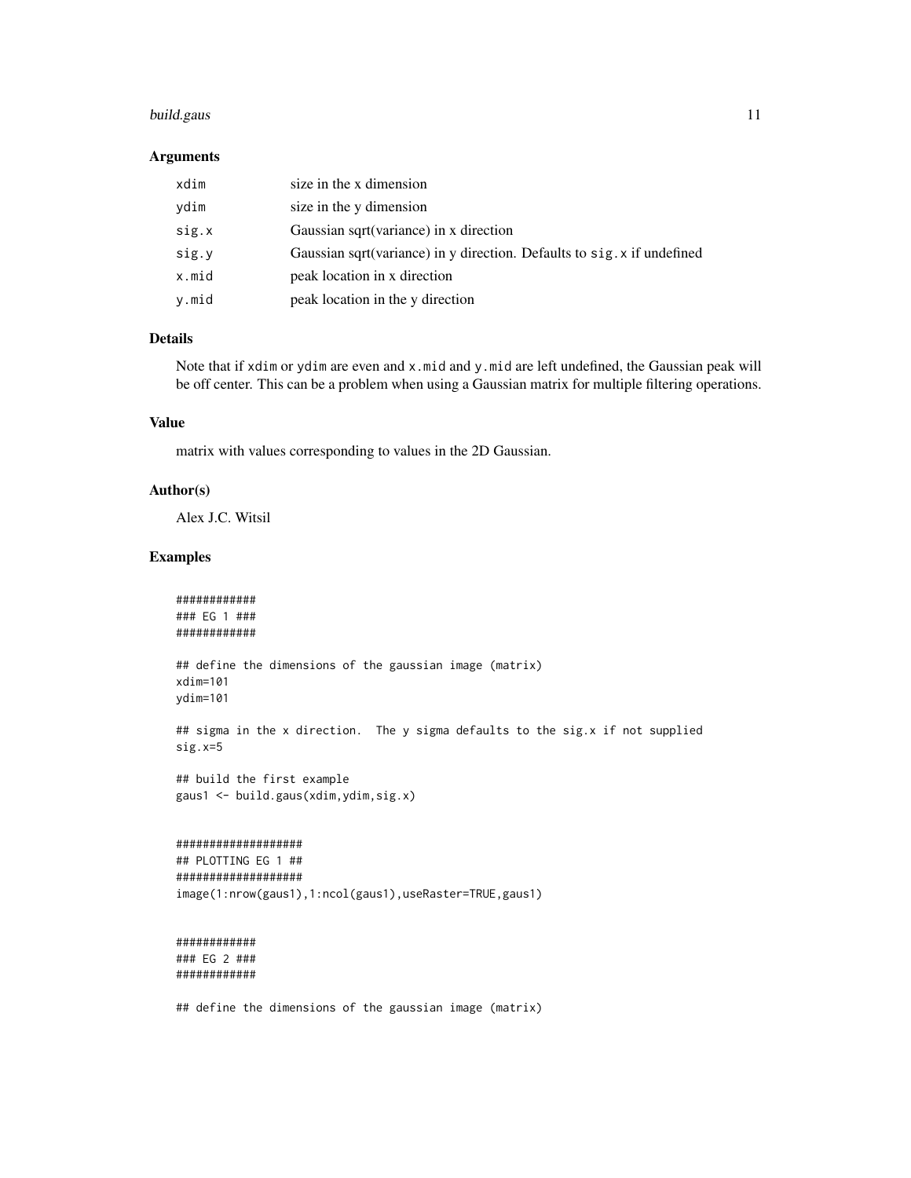### Arguments

| | |
|---|---|
| xdim | size in the x dimension |
| ydim | size in the y dimension |
| sig.x | Gaussian sqrt(variance) in x direction |
| sig.y | Gaussian sqrt(variance) in y direction. Defaults to sig.x if undefined |
| x.mid | peak location in x direction |
| y.mid | peak location in the y direction |

### Details

Note that if xdim or ydim are even and x.mid and y.mid are left undefined, the Gaussian peak will be off center. This can be a problem when using a Gaussian matrix for multiple filtering operations.

### Value

matrix with values corresponding to values in the 2D Gaussian.

### Author(s)

Alex J.C. Witsil

### Examples

```
############
### EG 1 ###
############

## define the dimensions of the gaussian image (matrix)
xdim=101
ydim=101

## sigma in the x direction.  The y sigma defaults to the sig.x if not supplied
sig.x=5

## build the first example
gaus1 <- build.gaus(xdim,ydim,sig.x)


###################
## PLOTTING EG 1 ##
###################
image(1:nrow(gaus1),1:ncol(gaus1),useRaster=TRUE,gaus1)


############
### EG 2 ###
############

## define the dimensions of the gaussian image (matrix)
```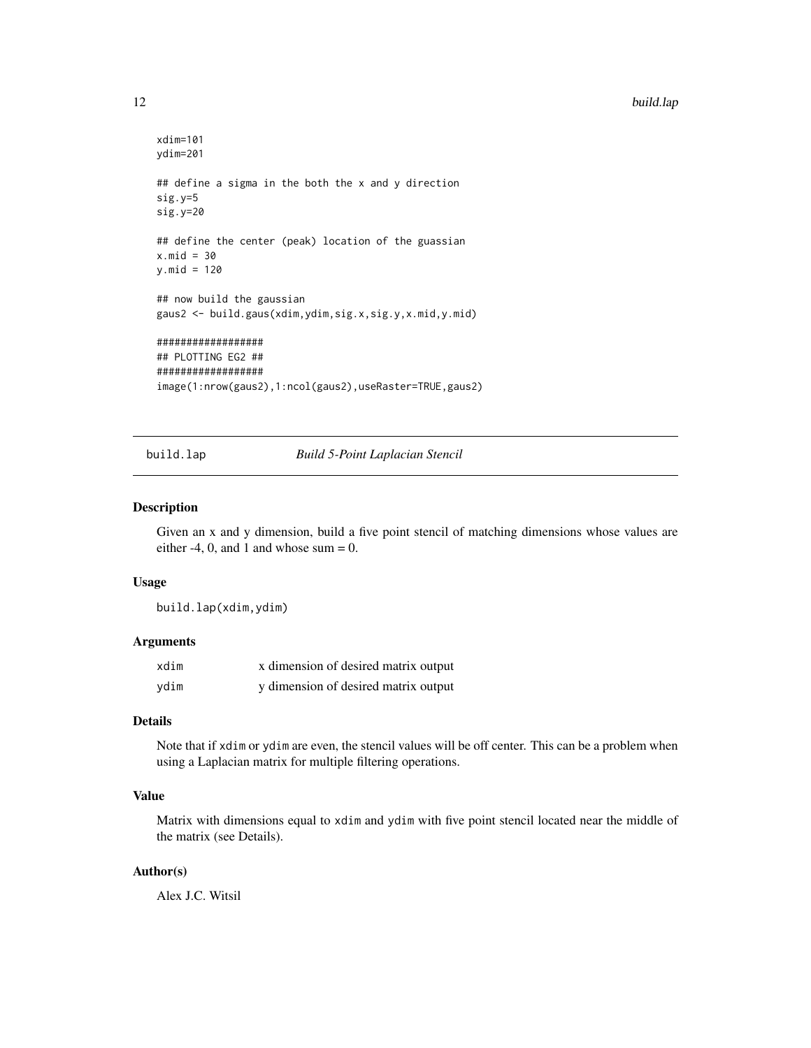```
xdim=101
ydim=201

## define a sigma in the both the x and y direction
sig.y=5
sig.y=20

## define the center (peak) location of the guassian
x.mid = 30
y.mid = 120

## now build the gaussian
gaus2 <- build.gaus(xdim,ydim,sig.x,sig.y,x.mid,y.mid)

##################
## PLOTTING EG2 ##
##################
image(1:nrow(gaus2),1:ncol(gaus2),useRaster=TRUE,gaus2)
```

---

## build.lap — *Build 5-Point Laplacian Stencil*

---

### Description

Given an x and y dimension, build a five point stencil of matching dimensions whose values are either -4, 0, and 1 and whose sum = 0.

### Usage

```
build.lap(xdim,ydim)
```

### Arguments

| | |
|---|---|
| xdim | x dimension of desired matrix output |
| ydim | y dimension of desired matrix output |

### Details

Note that if `xdim` or `ydim` are even, the stencil values will be off center. This can be a problem when using a Laplacian matrix for multiple filtering operations.

### Value

Matrix with dimensions equal to `xdim` and `ydim` with five point stencil located near the middle of the matrix (see Details).

### Author(s)

Alex J.C. Witsil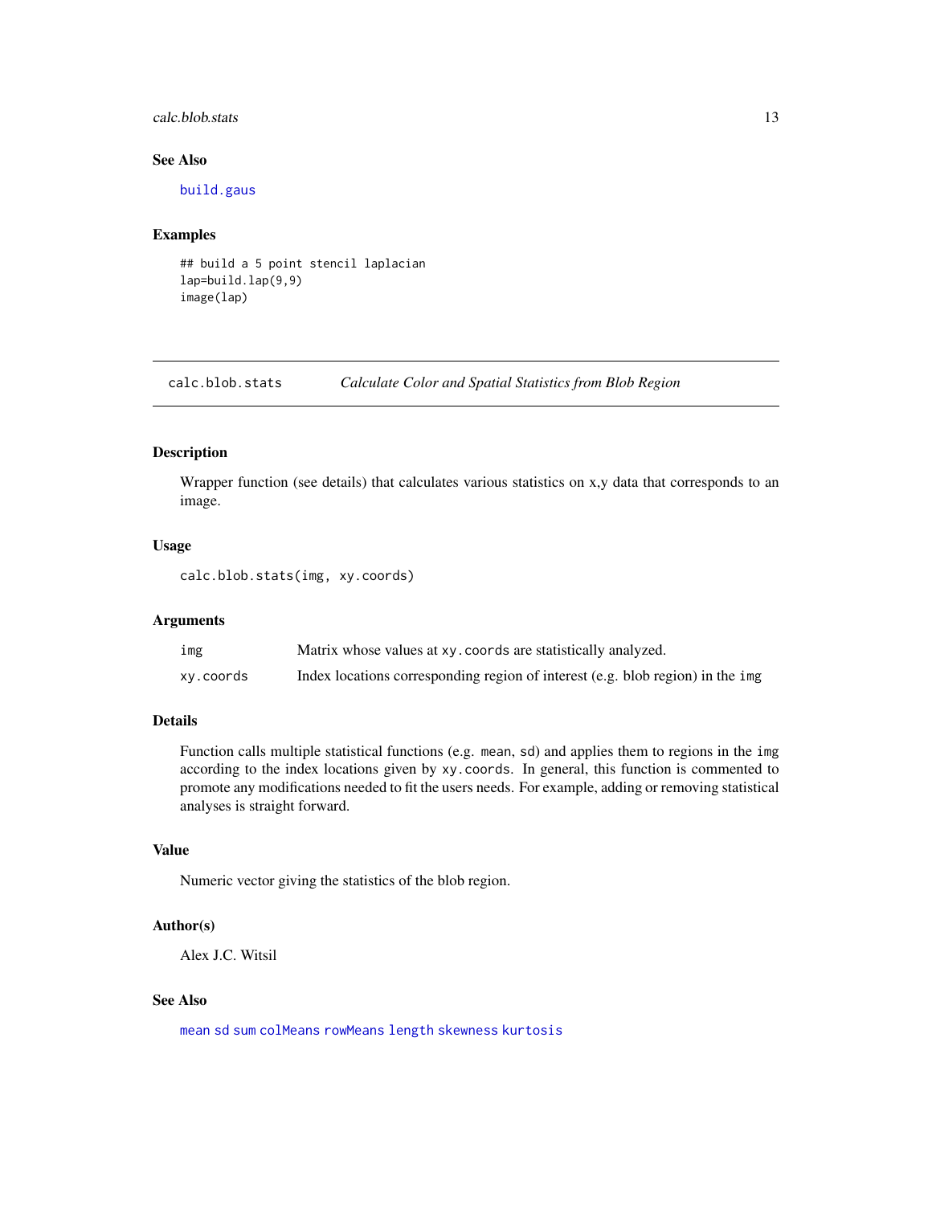## See Also

build.gaus

## Examples

```
## build a 5 point stencil laplacian
lap=build.lap(9,9)
image(lap)
```

---

# calc.blob.stats — *Calculate Color and Spatial Statistics from Blob Region*

---

## Description

Wrapper function (see details) that calculates various statistics on x,y data that corresponds to an image.

## Usage

```
calc.blob.stats(img, xy.coords)
```

## Arguments

| | |
|---|---|
| img | Matrix whose values at xy.coords are statistically analyzed. |
| xy.coords | Index locations corresponding region of interest (e.g. blob region) in the img |

## Details

Function calls multiple statistical functions (e.g. mean, sd) and applies them to regions in the img according to the index locations given by xy.coords. In general, this function is commented to promote any modifications needed to fit the users needs. For example, adding or removing statistical analyses is straight forward.

## Value

Numeric vector giving the statistics of the blob region.

## Author(s)

Alex J.C. Witsil

## See Also

mean sd sum colMeans rowMeans length skewness kurtosis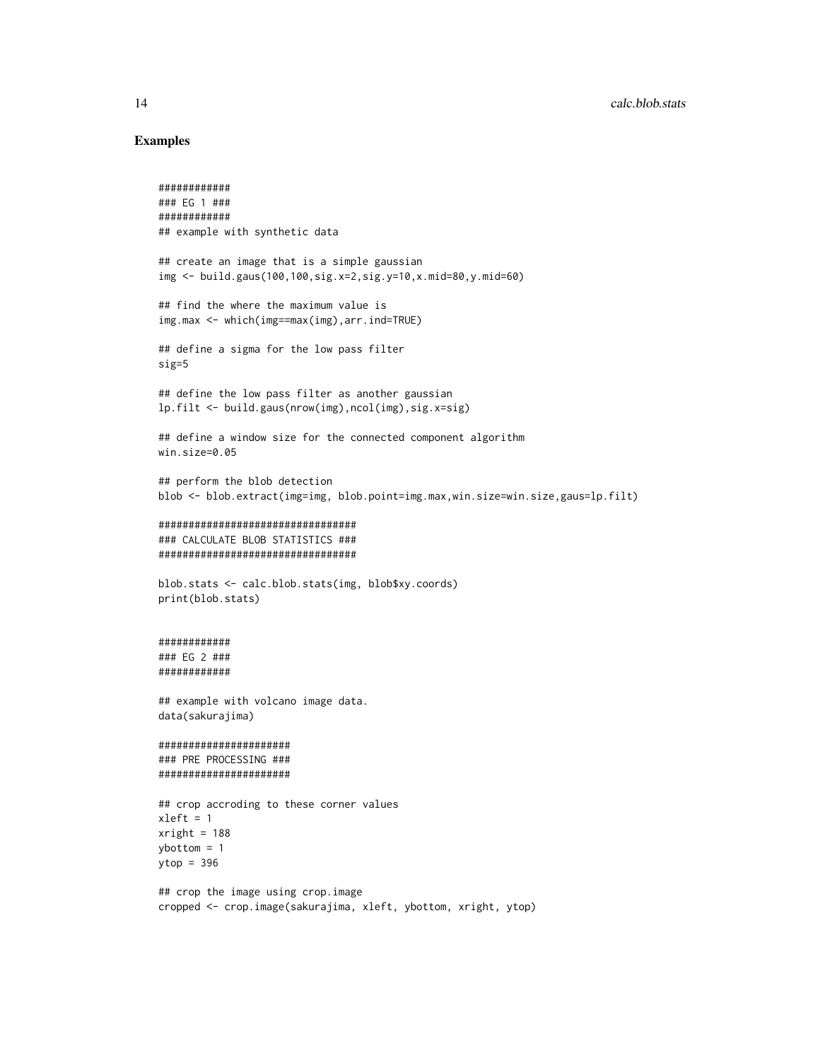## Examples

```
############
### EG 1 ###
############
## example with synthetic data

## create an image that is a simple gaussian
img <- build.gaus(100,100,sig.x=2,sig.y=10,x.mid=80,y.mid=60)

## find the where the maximum value is
img.max <- which(img==max(img),arr.ind=TRUE)

## define a sigma for the low pass filter
sig=5

## define the low pass filter as another gaussian
lp.filt <- build.gaus(nrow(img),ncol(img),sig.x=sig)

## define a window size for the connected component algorithm
win.size=0.05

## perform the blob detection
blob <- blob.extract(img=img, blob.point=img.max,win.size=win.size,gaus=lp.filt)

#################################
### CALCULATE BLOB STATISTICS ###
#################################

blob.stats <- calc.blob.stats(img, blob$xy.coords)
print(blob.stats)


############
### EG 2 ###
############

## example with volcano image data.
data(sakurajima)

######################
### PRE PROCESSING ###
######################

## crop accroding to these corner values
xleft = 1
xright = 188
ybottom = 1
ytop = 396

## crop the image using crop.image
cropped <- crop.image(sakurajima, xleft, ybottom, xright, ytop)
```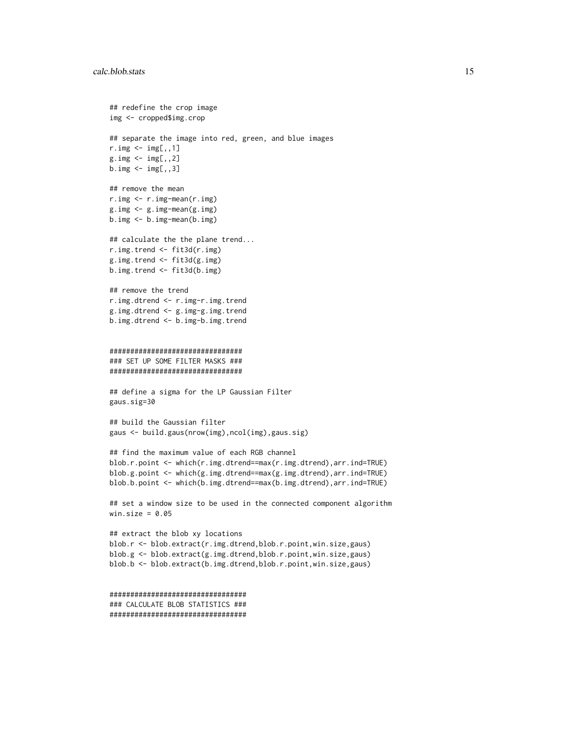```
## redefine the crop image
img <- cropped$img.crop

## separate the image into red, green, and blue images
r.img <- img[,,1]
g.img <- img[,,2]
b.img <- img[,,3]

## remove the mean
r.img <- r.img-mean(r.img)
g.img <- g.img-mean(g.img)
b.img <- b.img-mean(b.img)

## calculate the the plane trend...
r.img.trend <- fit3d(r.img)
g.img.trend <- fit3d(g.img)
b.img.trend <- fit3d(b.img)

## remove the trend
r.img.dtrend <- r.img-r.img.trend
g.img.dtrend <- g.img-g.img.trend
b.img.dtrend <- b.img-b.img.trend


################################
### SET UP SOME FILTER MASKS ###
################################

## define a sigma for the LP Gaussian Filter
gaus.sig=30

## build the Gaussian filter
gaus <- build.gaus(nrow(img),ncol(img),gaus.sig)

## find the maximum value of each RGB channel
blob.r.point <- which(r.img.dtrend==max(r.img.dtrend),arr.ind=TRUE)
blob.g.point <- which(g.img.dtrend==max(g.img.dtrend),arr.ind=TRUE)
blob.b.point <- which(b.img.dtrend==max(b.img.dtrend),arr.ind=TRUE)

## set a window size to be used in the connected component algorithm
win.size = 0.05

## extract the blob xy locations
blob.r <- blob.extract(r.img.dtrend,blob.r.point,win.size,gaus)
blob.g <- blob.extract(g.img.dtrend,blob.r.point,win.size,gaus)
blob.b <- blob.extract(b.img.dtrend,blob.r.point,win.size,gaus)


#################################
### CALCULATE BLOB STATISTICS ###
#################################
```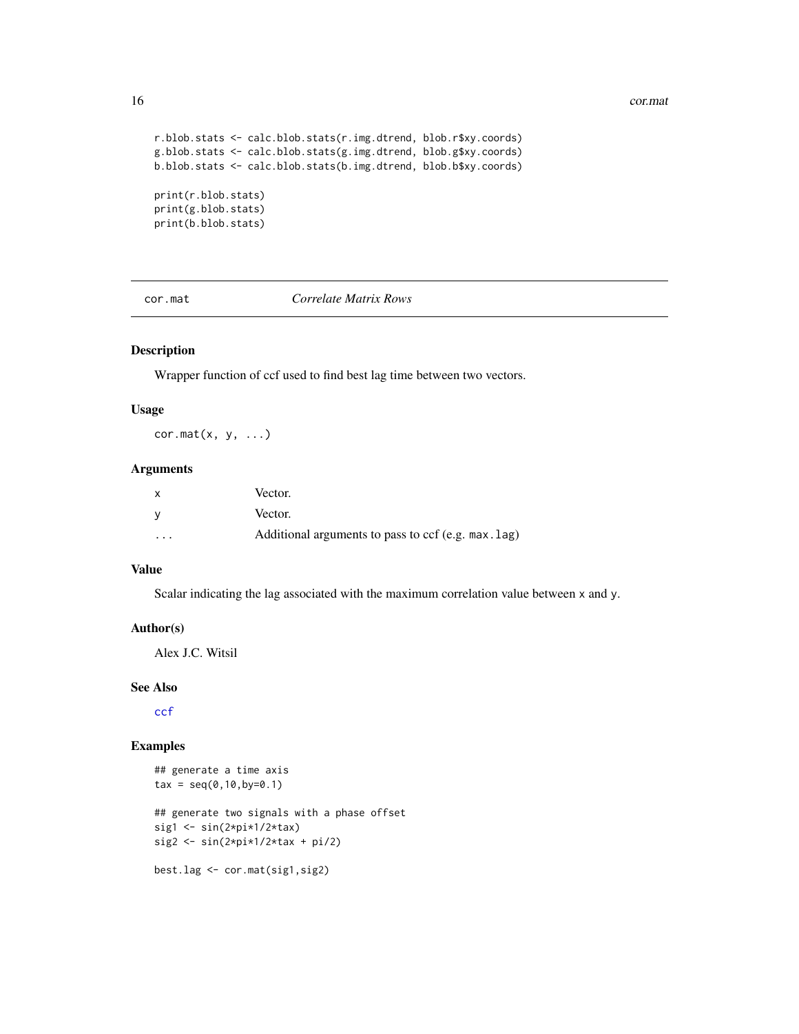```
r.blob.stats <- calc.blob.stats(r.img.dtrend, blob.r$xy.coords)
g.blob.stats <- calc.blob.stats(g.img.dtrend, blob.g$xy.coords)
b.blob.stats <- calc.blob.stats(b.img.dtrend, blob.b$xy.coords)

print(r.blob.stats)
print(g.blob.stats)
print(b.blob.stats)
```

## cor.mat — *Correlate Matrix Rows*

### Description

Wrapper function of ccf used to find best lag time between two vectors.

### Usage

```
cor.mat(x, y, ...)
```

### Arguments

| | |
|---|---|
| x | Vector. |
| y | Vector. |
| ... | Additional arguments to pass to ccf (e.g. `max.lag`) |

### Value

Scalar indicating the lag associated with the maximum correlation value between `x` and `y`.

### Author(s)

Alex J.C. Witsil

### See Also

`ccf`

### Examples

```
## generate a time axis
tax = seq(0,10,by=0.1)

## generate two signals with a phase offset
sig1 <- sin(2*pi*1/2*tax)
sig2 <- sin(2*pi*1/2*tax + pi/2)

best.lag <- cor.mat(sig1,sig2)
```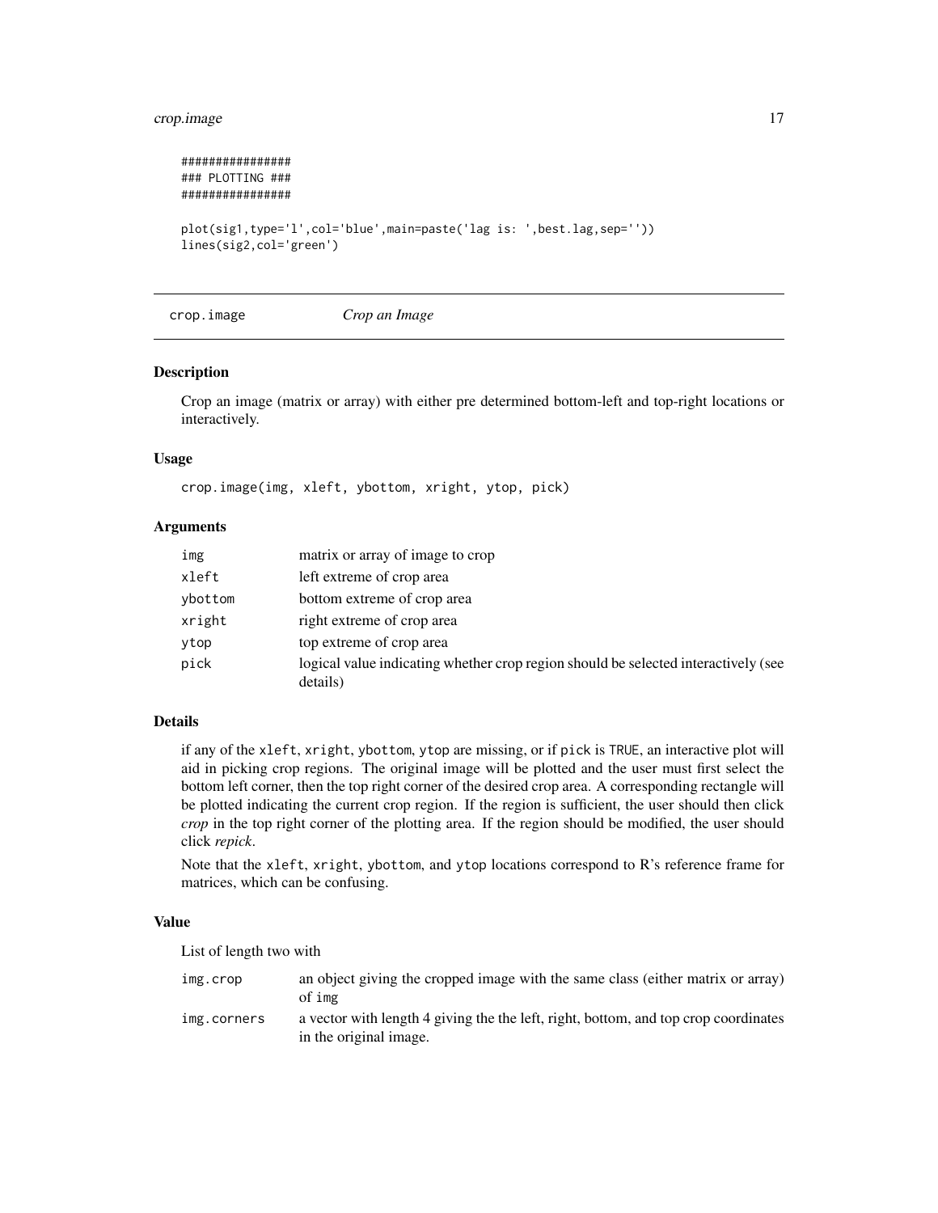```
################
### PLOTTING ###
################

plot(sig1,type='l',col='blue',main=paste('lag is: ',best.lag,sep=''))
lines(sig2,col='green')
```

---

## crop.image *Crop an Image*

---

### Description

Crop an image (matrix or array) with either pre determined bottom-left and top-right locations or interactively.

### Usage

```
crop.image(img, xleft, ybottom, xright, ytop, pick)
```

### Arguments

| | |
|---|---|
| img | matrix or array of image to crop |
| xleft | left extreme of crop area |
| ybottom | bottom extreme of crop area |
| xright | right extreme of crop area |
| ytop | top extreme of crop area |
| pick | logical value indicating whether crop region should be selected interactively (see details) |

### Details

if any of the `xleft`, `xright`, `ybottom`, `ytop` are missing, or if `pick` is `TRUE`, an interactive plot will aid in picking crop regions. The original image will be plotted and the user must first select the bottom left corner, then the top right corner of the desired crop area. A corresponding rectangle will be plotted indicating the current crop region. If the region is sufficient, the user should then click *crop* in the top right corner of the plotting area. If the region should be modified, the user should click *repick*.

Note that the `xleft`, `xright`, `ybottom`, and `ytop` locations correspond to R's reference frame for matrices, which can be confusing.

### Value

List of length two with

| | |
|---|---|
| img.crop | an object giving the cropped image with the same class (either matrix or array) of `img` |
| img.corners | a vector with length 4 giving the the left, right, bottom, and top crop coordinates in the original image. |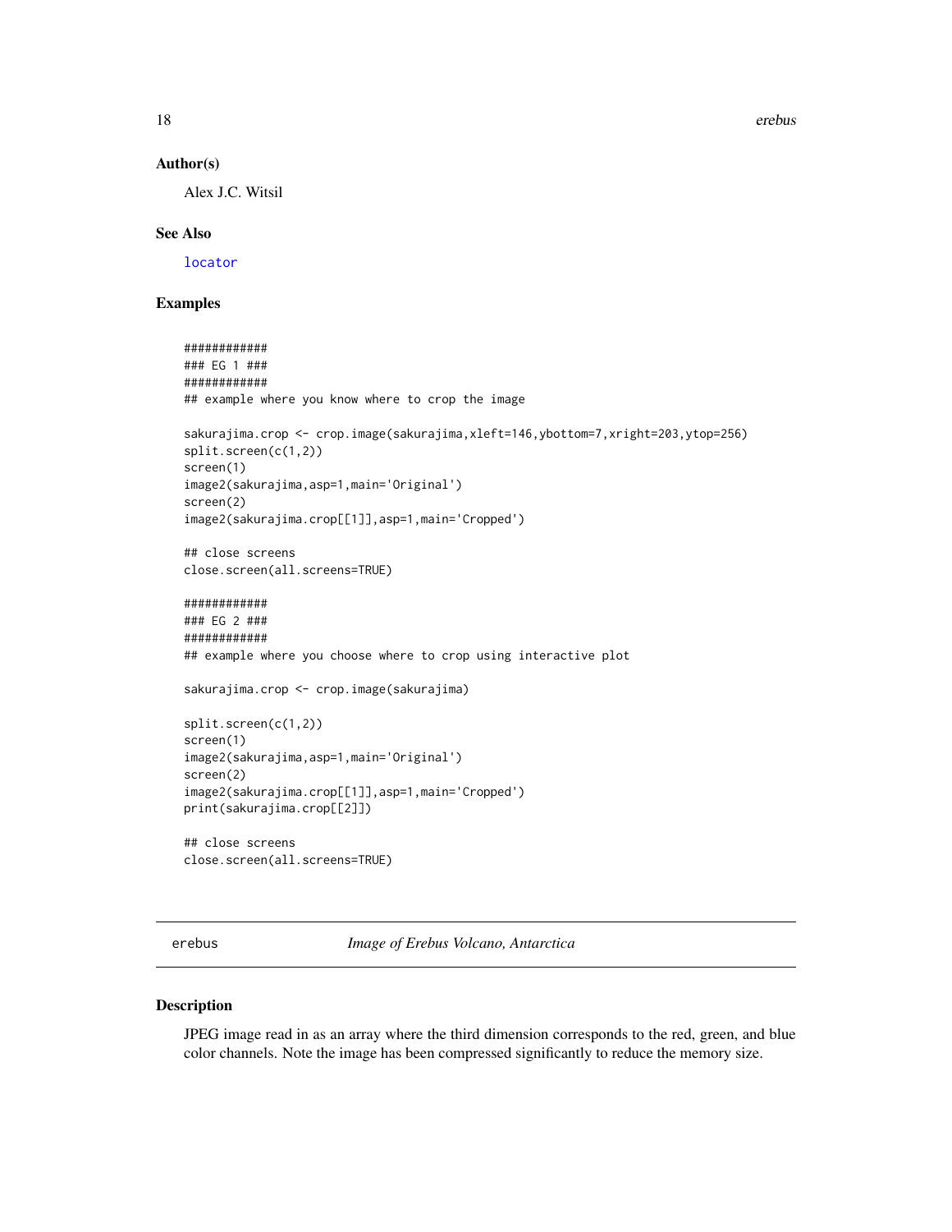### Author(s)

Alex J.C. Witsil

### See Also

locator

### Examples

```
############
### EG 1 ###
############
## example where you know where to crop the image

sakurajima.crop <- crop.image(sakurajima,xleft=146,ybottom=7,xright=203,ytop=256)
split.screen(c(1,2))
screen(1)
image2(sakurajima,asp=1,main='Original')
screen(2)
image2(sakurajima.crop[[1]],asp=1,main='Cropped')

## close screens
close.screen(all.screens=TRUE)

############
### EG 2 ###
############
## example where you choose where to crop using interactive plot

sakurajima.crop <- crop.image(sakurajima)

split.screen(c(1,2))
screen(1)
image2(sakurajima,asp=1,main='Original')
screen(2)
image2(sakurajima.crop[[1]],asp=1,main='Cropped')
print(sakurajima.crop[[2]])

## close screens
close.screen(all.screens=TRUE)
```

---

## erebus    *Image of Erebus Volcano, Antarctica*

---

### Description

JPEG image read in as an array where the third dimension corresponds to the red, green, and blue color channels. Note the image has been compressed significantly to reduce the memory size.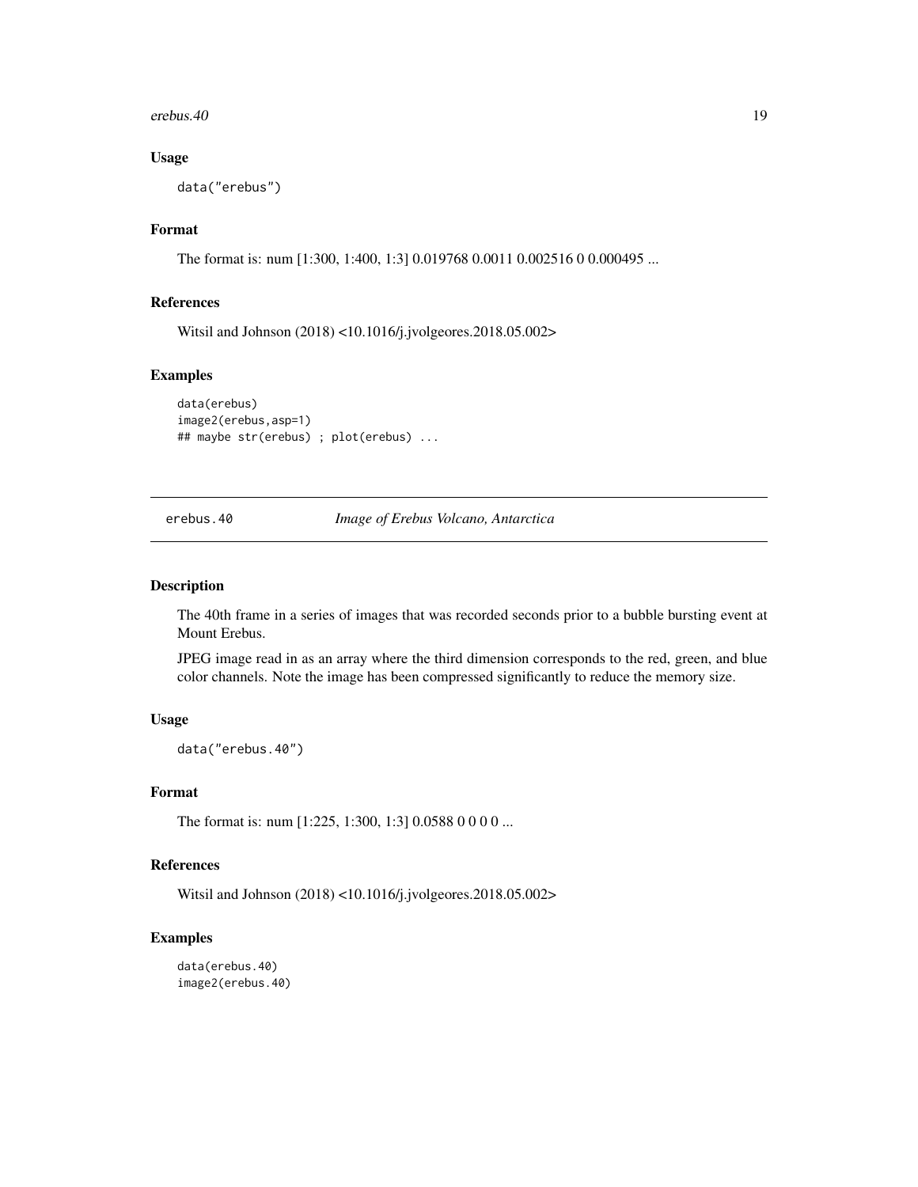### Usage

```
data("erebus")
```

### Format

The format is: num [1:300, 1:400, 1:3] 0.019768 0.0011 0.002516 0 0.000495 ...

### References

Witsil and Johnson (2018) <10.1016/j.jvolgeores.2018.05.002>

### Examples

```
data(erebus)
image2(erebus,asp=1)
## maybe str(erebus) ; plot(erebus) ...
```

---

## erebus.40 — *Image of Erebus Volcano, Antarctica*

### Description

The 40th frame in a series of images that was recorded seconds prior to a bubble bursting event at Mount Erebus.

JPEG image read in as an array where the third dimension corresponds to the red, green, and blue color channels. Note the image has been compressed significantly to reduce the memory size.

### Usage

```
data("erebus.40")
```

### Format

The format is: num [1:225, 1:300, 1:3] 0.0588 0 0 0 0 ...

### References

Witsil and Johnson (2018) <10.1016/j.jvolgeores.2018.05.002>

### Examples

```
data(erebus.40)
image2(erebus.40)
```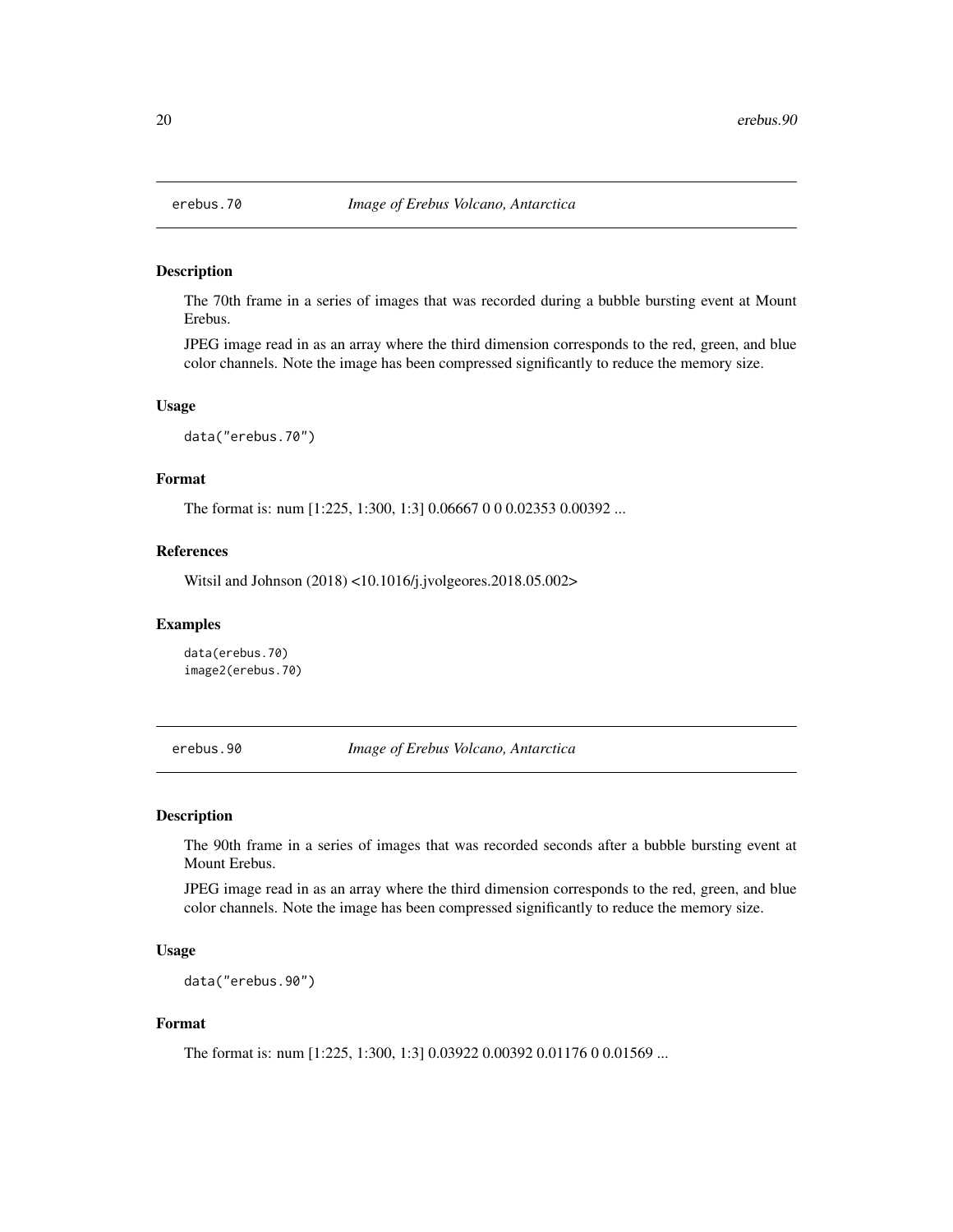## erebus.70 *Image of Erebus Volcano, Antarctica*

### Description

The 70th frame in a series of images that was recorded during a bubble bursting event at Mount Erebus.

JPEG image read in as an array where the third dimension corresponds to the red, green, and blue color channels. Note the image has been compressed significantly to reduce the memory size.

### Usage

```
data("erebus.70")
```

### Format

The format is: num [1:225, 1:300, 1:3] 0.06667 0 0 0.02353 0.00392 ...

### References

Witsil and Johnson (2018) <10.1016/j.jvolgeores.2018.05.002>

### Examples

```
data(erebus.70)
image2(erebus.70)
```

## erebus.90 *Image of Erebus Volcano, Antarctica*

### Description

The 90th frame in a series of images that was recorded seconds after a bubble bursting event at Mount Erebus.

JPEG image read in as an array where the third dimension corresponds to the red, green, and blue color channels. Note the image has been compressed significantly to reduce the memory size.

### Usage

```
data("erebus.90")
```

### Format

The format is: num [1:225, 1:300, 1:3] 0.03922 0.00392 0.01176 0 0.01569 ...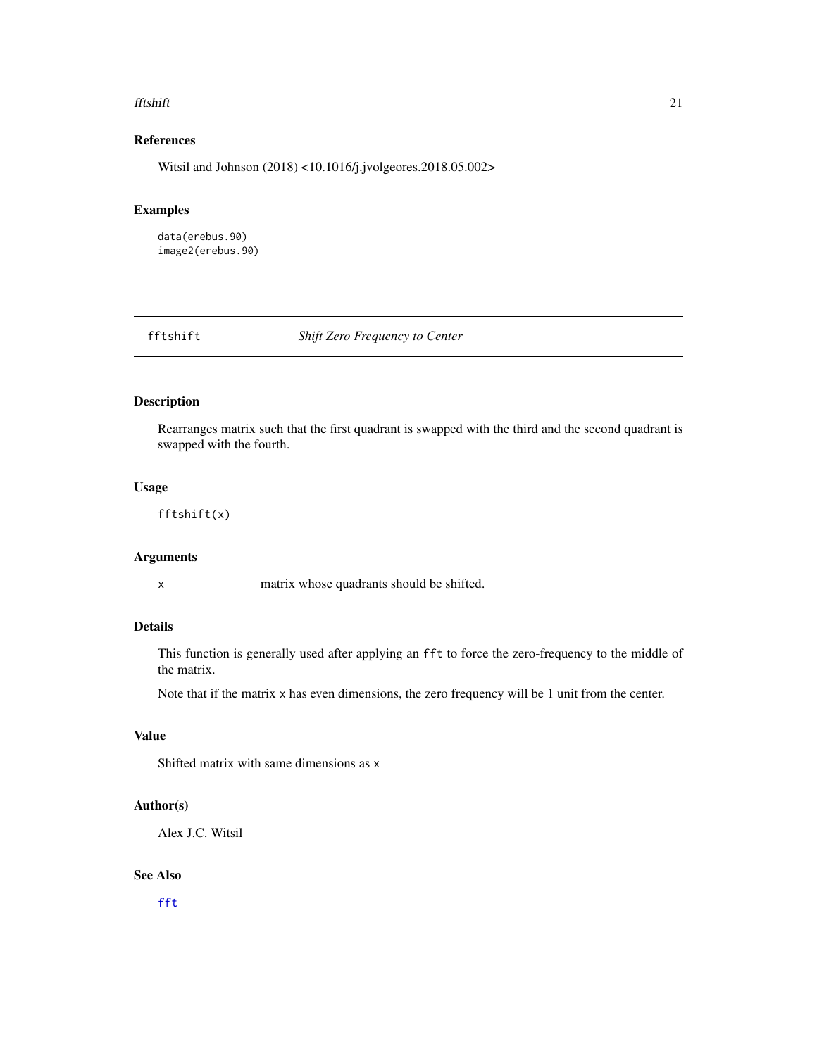## References

Witsil and Johnson (2018) <10.1016/j.jvolgeores.2018.05.002>

## Examples

```
data(erebus.90)
image2(erebus.90)
```

---

# fftshift — *Shift Zero Frequency to Center*

## Description

Rearranges matrix such that the first quadrant is swapped with the third and the second quadrant is swapped with the fourth.

## Usage

```
fftshift(x)
```

## Arguments

| | |
|---|---|
| x | matrix whose quadrants should be shifted. |

## Details

This function is generally used after applying an `fft` to force the zero-frequency to the middle of the matrix.

Note that if the matrix `x` has even dimensions, the zero frequency will be 1 unit from the center.

## Value

Shifted matrix with same dimensions as `x`

## Author(s)

Alex J.C. Witsil

## See Also

`fft`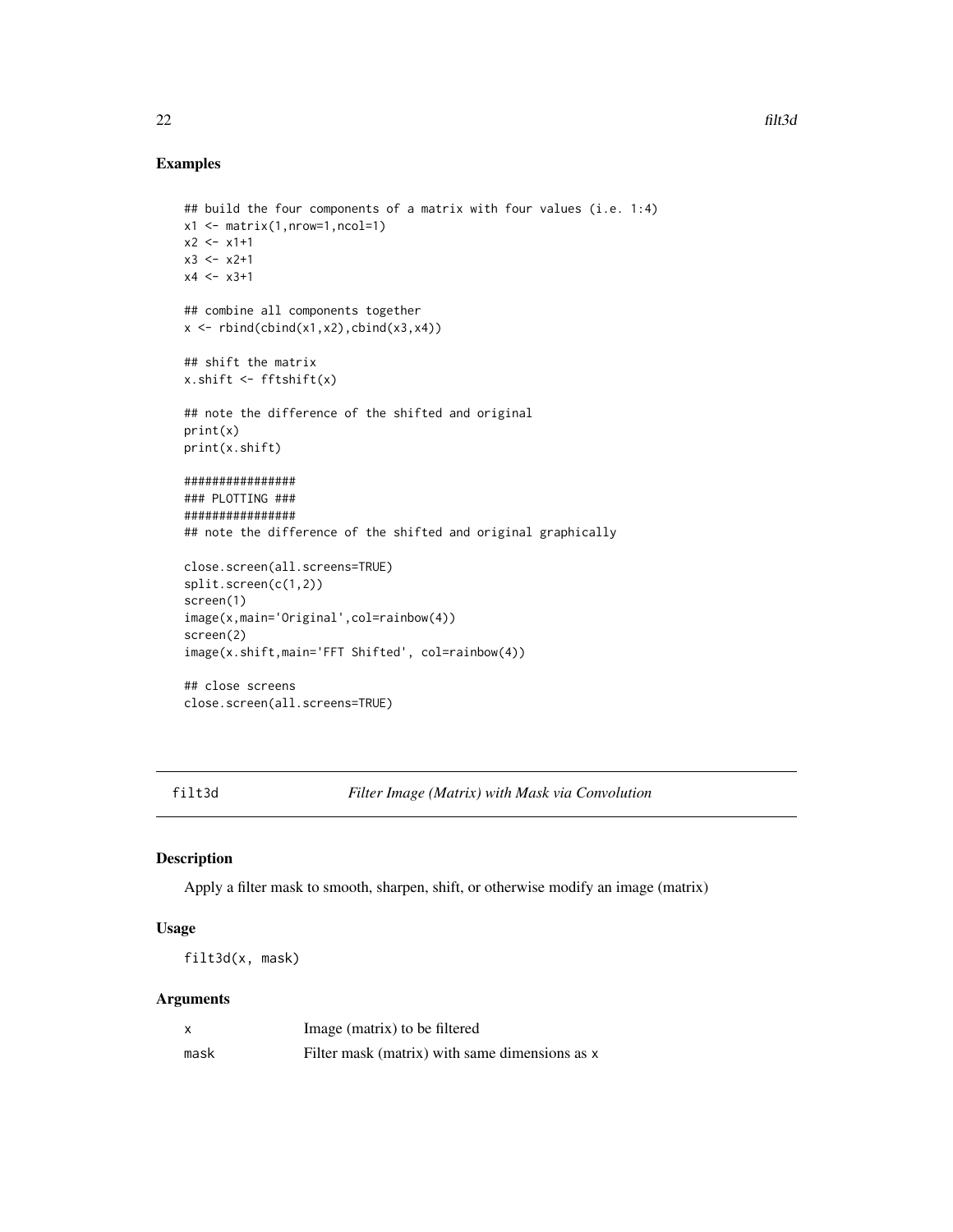## Examples

```
## build the four components of a matrix with four values (i.e. 1:4)
x1 <- matrix(1,nrow=1,ncol=1)
x2 <- x1+1
x3 <- x2+1
x4 <- x3+1

## combine all components together
x <- rbind(cbind(x1,x2),cbind(x3,x4))

## shift the matrix
x.shift <- fftshift(x)

## note the difference of the shifted and original
print(x)
print(x.shift)

################
### PLOTTING ###
################
## note the difference of the shifted and original graphically

close.screen(all.screens=TRUE)
split.screen(c(1,2))
screen(1)
image(x,main='Original',col=rainbow(4))
screen(2)
image(x.shift,main='FFT Shifted', col=rainbow(4))

## close screens
close.screen(all.screens=TRUE)
```

---

`filt3d` *Filter Image (Matrix) with Mask via Convolution*

---

## Description

Apply a filter mask to smooth, sharpen, shift, or otherwise modify an image (matrix)

## Usage

```
filt3d(x, mask)
```

## Arguments

| | |
|---|---|
| `x` | Image (matrix) to be filtered |
| `mask` | Filter mask (matrix) with same dimensions as `x` |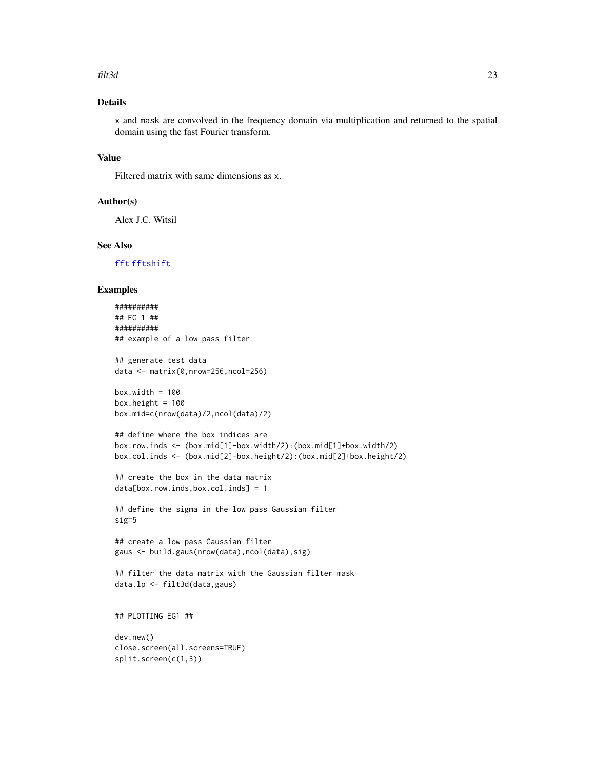## Details

x and mask are convolved in the frequency domain via multiplication and returned to the spatial domain using the fast Fourier transform.

## Value

Filtered matrix with same dimensions as x.

## Author(s)

Alex J.C. Witsil

## See Also

fft fftshift

## Examples

```
##########
## EG 1 ##
##########
## example of a low pass filter

## generate test data
data <- matrix(0,nrow=256,ncol=256)

box.width = 100
box.height = 100
box.mid=c(nrow(data)/2,ncol(data)/2)

## define where the box indices are
box.row.inds <- (box.mid[1]-box.width/2):(box.mid[1]+box.width/2)
box.col.inds <- (box.mid[2]-box.height/2):(box.mid[2]+box.height/2)

## create the box in the data matrix
data[box.row.inds,box.col.inds] = 1

## define the sigma in the low pass Gaussian filter
sig=5

## create a low pass Gaussian filter
gaus <- build.gaus(nrow(data),ncol(data),sig)

## filter the data matrix with the Gaussian filter mask
data.lp <- filt3d(data,gaus)


## PLOTTING EG1 ##

dev.new()
close.screen(all.screens=TRUE)
split.screen(c(1,3))
```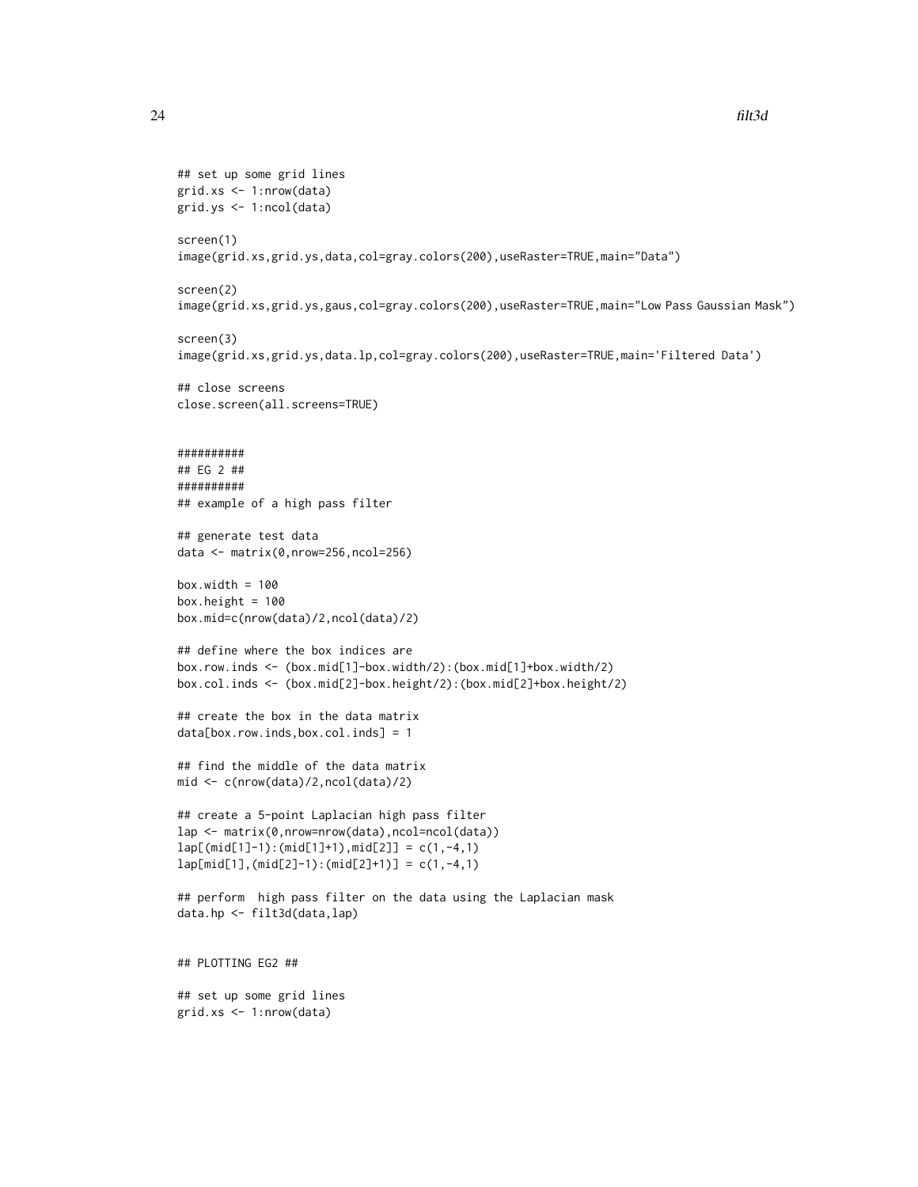```
## set up some grid lines
grid.xs <- 1:nrow(data)
grid.ys <- 1:ncol(data)

screen(1)
image(grid.xs,grid.ys,data,col=gray.colors(200),useRaster=TRUE,main="Data")

screen(2)
image(grid.xs,grid.ys,gaus,col=gray.colors(200),useRaster=TRUE,main="Low Pass Gaussian Mask")

screen(3)
image(grid.xs,grid.ys,data.lp,col=gray.colors(200),useRaster=TRUE,main='Filtered Data')

## close screens
close.screen(all.screens=TRUE)


##########
## EG 2 ##
##########
## example of a high pass filter

## generate test data
data <- matrix(0,nrow=256,ncol=256)

box.width = 100
box.height = 100
box.mid=c(nrow(data)/2,ncol(data)/2)

## define where the box indices are
box.row.inds <- (box.mid[1]-box.width/2):(box.mid[1]+box.width/2)
box.col.inds <- (box.mid[2]-box.height/2):(box.mid[2]+box.height/2)

## create the box in the data matrix
data[box.row.inds,box.col.inds] = 1

## find the middle of the data matrix
mid <- c(nrow(data)/2,ncol(data)/2)

## create a 5-point Laplacian high pass filter
lap <- matrix(0,nrow=nrow(data),ncol=ncol(data))
lap[(mid[1]-1):(mid[1]+1),mid[2]] = c(1,-4,1)
lap[mid[1],(mid[2]-1):(mid[2]+1)] = c(1,-4,1)

## perform  high pass filter on the data using the Laplacian mask
data.hp <- filt3d(data,lap)


## PLOTTING EG2 ##

## set up some grid lines
grid.xs <- 1:nrow(data)
```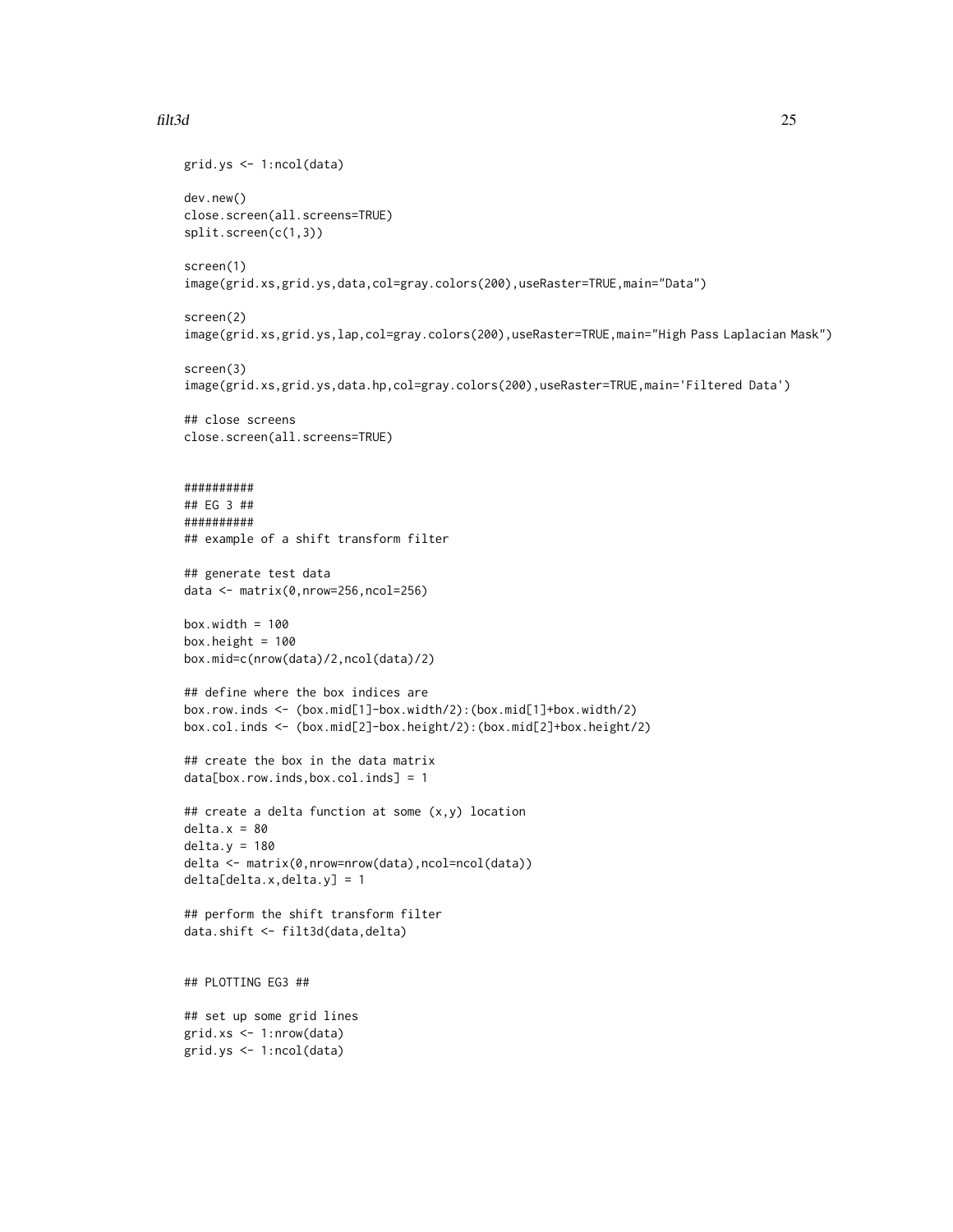```
grid.ys <- 1:ncol(data)

dev.new()
close.screen(all.screens=TRUE)
split.screen(c(1,3))

screen(1)
image(grid.xs,grid.ys,data,col=gray.colors(200),useRaster=TRUE,main="Data")

screen(2)
image(grid.xs,grid.ys,lap,col=gray.colors(200),useRaster=TRUE,main="High Pass Laplacian Mask")

screen(3)
image(grid.xs,grid.ys,data.hp,col=gray.colors(200),useRaster=TRUE,main='Filtered Data')

## close screens
close.screen(all.screens=TRUE)


##########
## EG 3 ##
##########
## example of a shift transform filter

## generate test data
data <- matrix(0,nrow=256,ncol=256)

box.width = 100
box.height = 100
box.mid=c(nrow(data)/2,ncol(data)/2)

## define where the box indices are
box.row.inds <- (box.mid[1]-box.width/2):(box.mid[1]+box.width/2)
box.col.inds <- (box.mid[2]-box.height/2):(box.mid[2]+box.height/2)

## create the box in the data matrix
data[box.row.inds,box.col.inds] = 1

## create a delta function at some (x,y) location
delta.x = 80
delta.y = 180
delta <- matrix(0,nrow=nrow(data),ncol=ncol(data))
delta[delta.x,delta.y] = 1

## perform the shift transform filter
data.shift <- filt3d(data,delta)


## PLOTTING EG3 ##

## set up some grid lines
grid.xs <- 1:nrow(data)
grid.ys <- 1:ncol(data)
```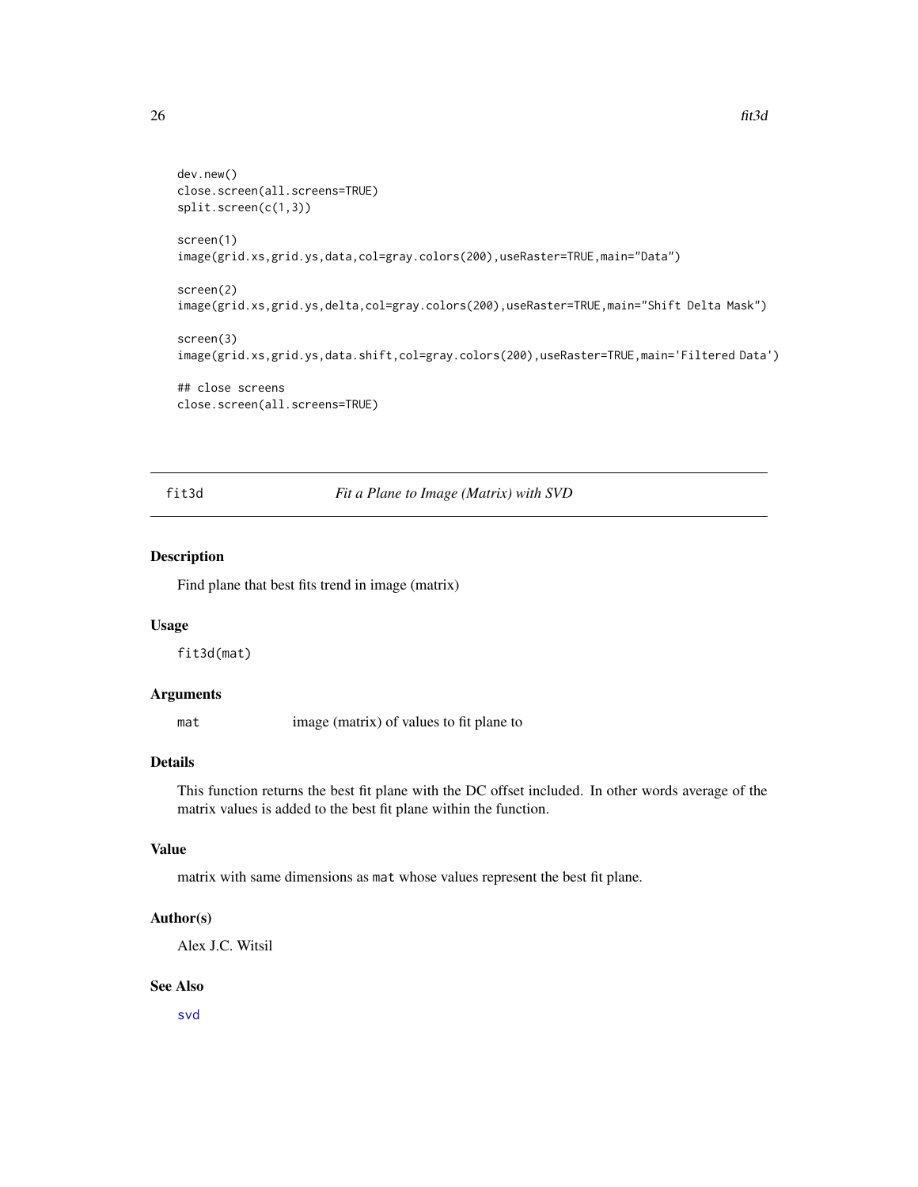```
dev.new()
close.screen(all.screens=TRUE)
split.screen(c(1,3))

screen(1)
image(grid.xs,grid.ys,data,col=gray.colors(200),useRaster=TRUE,main="Data")

screen(2)
image(grid.xs,grid.ys,delta,col=gray.colors(200),useRaster=TRUE,main="Shift Delta Mask")

screen(3)
image(grid.xs,grid.ys,data.shift,col=gray.colors(200),useRaster=TRUE,main='Filtered Data')

## close screens
close.screen(all.screens=TRUE)
```

---

## fit3d — *Fit a Plane to Image (Matrix) with SVD*

### Description

Find plane that best fits trend in image (matrix)

### Usage

```
fit3d(mat)
```

### Arguments

| | |
|---|---|
| `mat` | image (matrix) of values to fit plane to |

### Details

This function returns the best fit plane with the DC offset included. In other words average of the matrix values is added to the best fit plane within the function.

### Value

matrix with same dimensions as `mat` whose values represent the best fit plane.

### Author(s)

Alex J.C. Witsil

### See Also

`svd`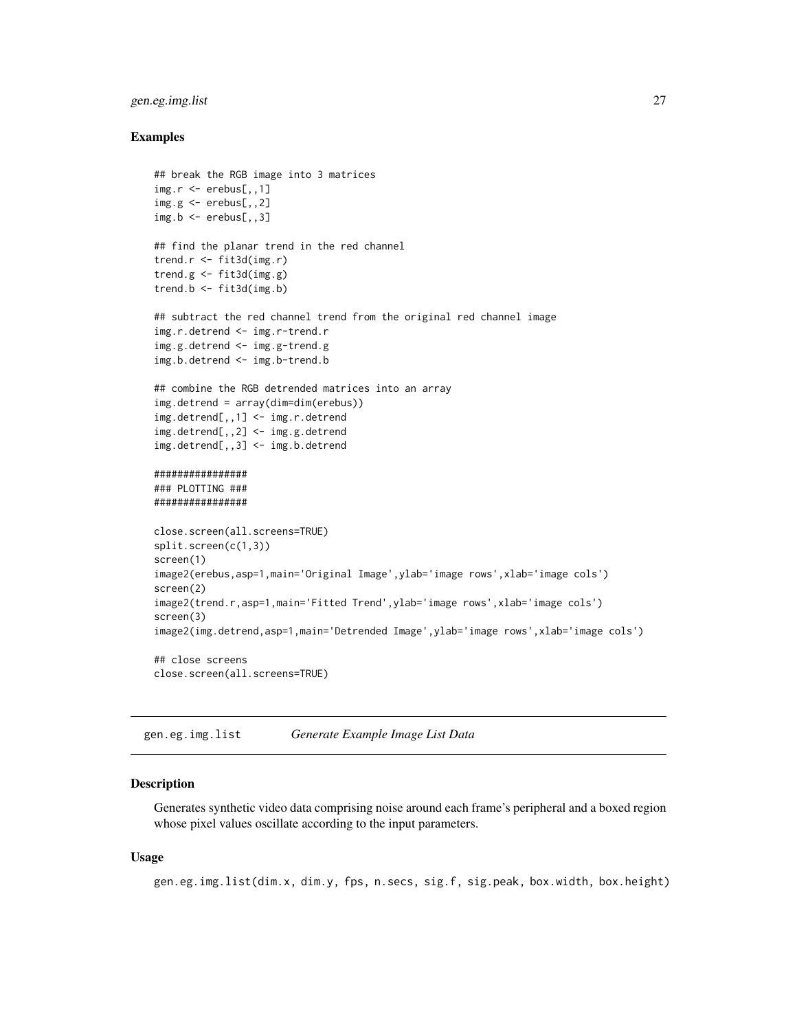## Examples

```
## break the RGB image into 3 matrices
img.r <- erebus[,,1]
img.g <- erebus[,,2]
img.b <- erebus[,,3]

## find the planar trend in the red channel
trend.r <- fit3d(img.r)
trend.g <- fit3d(img.g)
trend.b <- fit3d(img.b)

## subtract the red channel trend from the original red channel image
img.r.detrend <- img.r-trend.r
img.g.detrend <- img.g-trend.g
img.b.detrend <- img.b-trend.b

## combine the RGB detrended matrices into an array
img.detrend = array(dim=dim(erebus))
img.detrend[,,1] <- img.r.detrend
img.detrend[,,2] <- img.g.detrend
img.detrend[,,3] <- img.b.detrend

################
### PLOTTING ###
################

close.screen(all.screens=TRUE)
split.screen(c(1,3))
screen(1)
image2(erebus,asp=1,main='Original Image',ylab='image rows',xlab='image cols')
screen(2)
image2(trend.r,asp=1,main='Fitted Trend',ylab='image rows',xlab='image cols')
screen(3)
image2(img.detrend,asp=1,main='Detrended Image',ylab='image rows',xlab='image cols')

## close screens
close.screen(all.screens=TRUE)
```

---

# gen.eg.img.list — *Generate Example Image List Data*

---

## Description

Generates synthetic video data comprising noise around each frame's peripheral and a boxed region whose pixel values oscillate according to the input parameters.

## Usage

```
gen.eg.img.list(dim.x, dim.y, fps, n.secs, sig.f, sig.peak, box.width, box.height)
```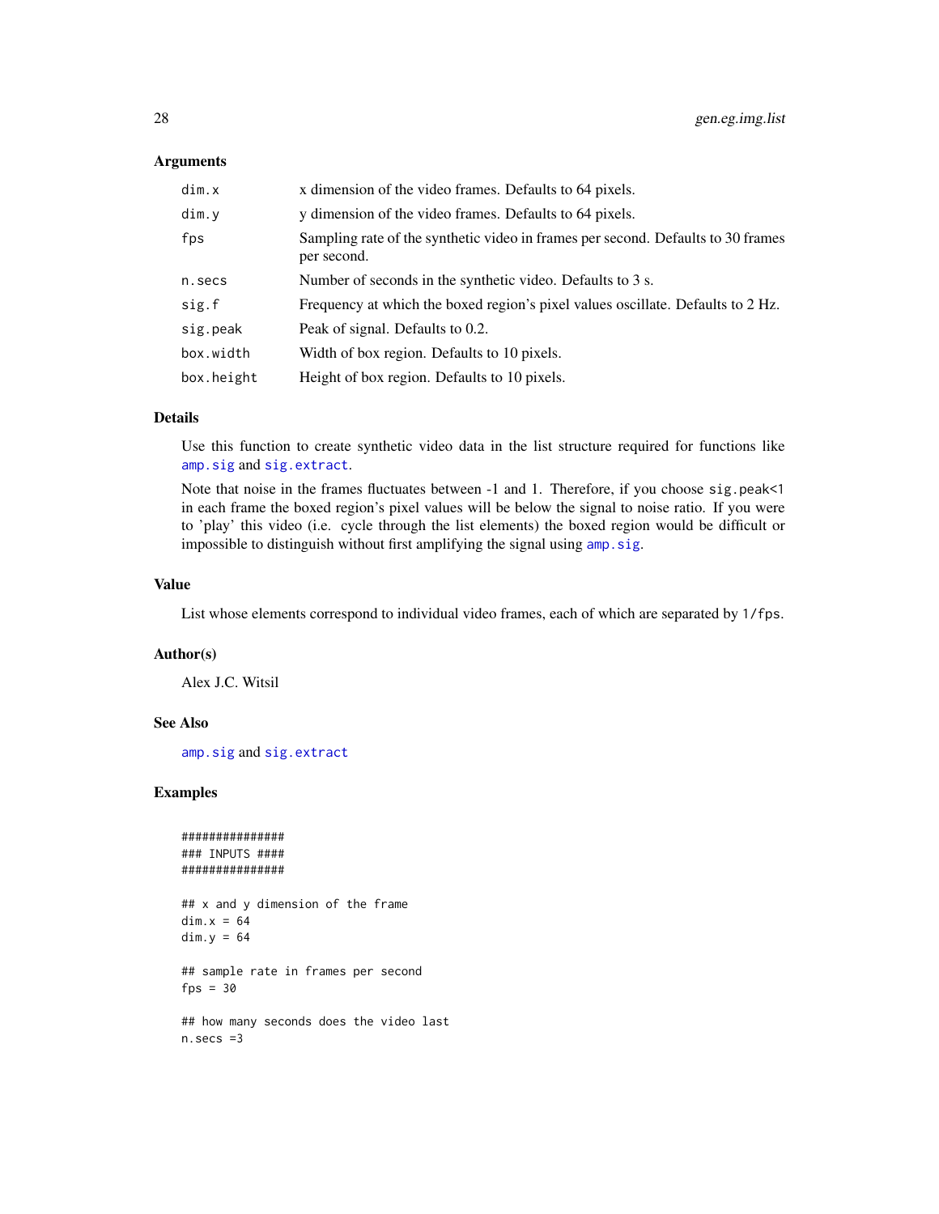### Arguments

| | |
|---|---|
| `dim.x` | x dimension of the video frames. Defaults to 64 pixels. |
| `dim.y` | y dimension of the video frames. Defaults to 64 pixels. |
| `fps` | Sampling rate of the synthetic video in frames per second. Defaults to 30 frames per second. |
| `n.secs` | Number of seconds in the synthetic video. Defaults to 3 s. |
| `sig.f` | Frequency at which the boxed region's pixel values oscillate. Defaults to 2 Hz. |
| `sig.peak` | Peak of signal. Defaults to 0.2. |
| `box.width` | Width of box region. Defaults to 10 pixels. |
| `box.height` | Height of box region. Defaults to 10 pixels. |

### Details

Use this function to create synthetic video data in the list structure required for functions like `amp.sig` and `sig.extract`.

Note that noise in the frames fluctuates between -1 and 1. Therefore, if you choose `sig.peak<1` in each frame the boxed region's pixel values will be below the signal to noise ratio. If you were to 'play' this video (i.e. cycle through the list elements) the boxed region would be difficult or impossible to distinguish without first amplifying the signal using `amp.sig`.

### Value

List whose elements correspond to individual video frames, each of which are separated by `1/fps`.

### Author(s)

Alex J.C. Witsil

### See Also

`amp.sig` and `sig.extract`

### Examples

```
###############
### INPUTS ####
###############

## x and y dimension of the frame
dim.x = 64
dim.y = 64

## sample rate in frames per second
fps = 30

## how many seconds does the video last
n.secs =3
```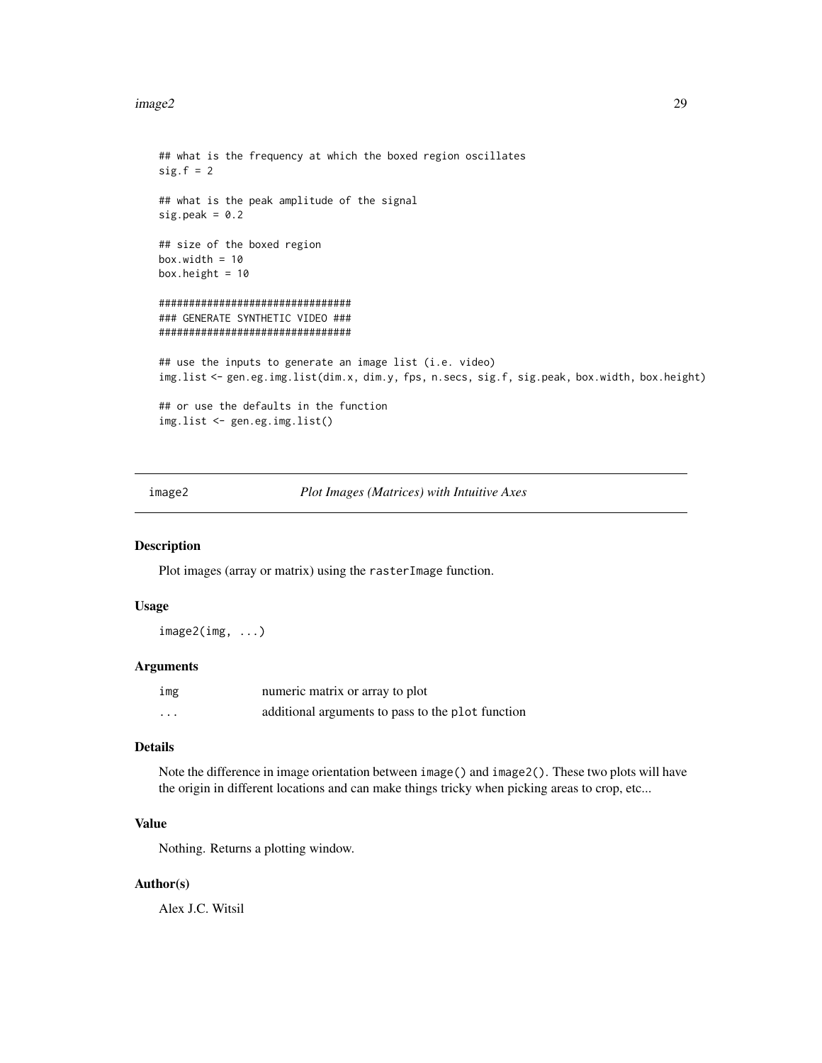```
## what is the frequency at which the boxed region oscillates
sig.f = 2

## what is the peak amplitude of the signal
sig.peak = 0.2

## size of the boxed region
box.width = 10
box.height = 10

################################
### GENERATE SYNTHETIC VIDEO ###
################################

## use the inputs to generate an image list (i.e. video)
img.list <- gen.eg.img.list(dim.x, dim.y, fps, n.secs, sig.f, sig.peak, box.width, box.height)

## or use the defaults in the function
img.list <- gen.eg.img.list()
```

---

## image2 — *Plot Images (Matrices) with Intuitive Axes*

### Description

Plot images (array or matrix) using the `rasterImage` function.

### Usage

```
image2(img, ...)
```

### Arguments

| | |
|---|---|
| `img` | numeric matrix or array to plot |
| `...` | additional arguments to pass to the `plot` function |

### Details

Note the difference in image orientation between `image()` and `image2()`. These two plots will have the origin in different locations and can make things tricky when picking areas to crop, etc...

### Value

Nothing. Returns a plotting window.

### Author(s)

Alex J.C. Witsil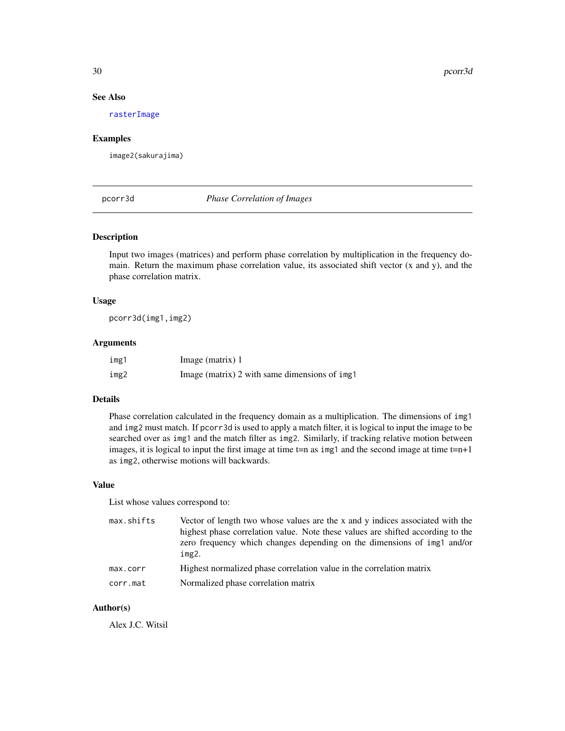## See Also

rasterImage

## Examples

```
image2(sakurajima)
```

---

# pcorr3d *Phase Correlation of Images*

## Description

Input two images (matrices) and perform phase correlation by multiplication in the frequency domain. Return the maximum phase correlation value, its associated shift vector (x and y), and the phase correlation matrix.

## Usage

```
pcorr3d(img1,img2)
```

## Arguments

| | |
|---|---|
| img1 | Image (matrix) 1 |
| img2 | Image (matrix) 2 with same dimensions of img1 |

## Details

Phase correlation calculated in the frequency domain as a multiplication. The dimensions of img1 and img2 must match. If pcorr3d is used to apply a match filter, it is logical to input the image to be searched over as img1 and the match filter as img2. Similarly, if tracking relative motion between images, it is logical to input the first image at time t=n as img1 and the second image at time t=n+1 as img2, otherwise motions will backwards.

## Value

List whose values correspond to:

| | |
|---|---|
| max.shifts | Vector of length two whose values are the x and y indices associated with the highest phase correlation value. Note these values are shifted according to the zero frequency which changes depending on the dimensions of img1 and/or img2. |
| max.corr | Highest normalized phase correlation value in the correlation matrix |
| corr.mat | Normalized phase correlation matrix |

## Author(s)

Alex J.C. Witsil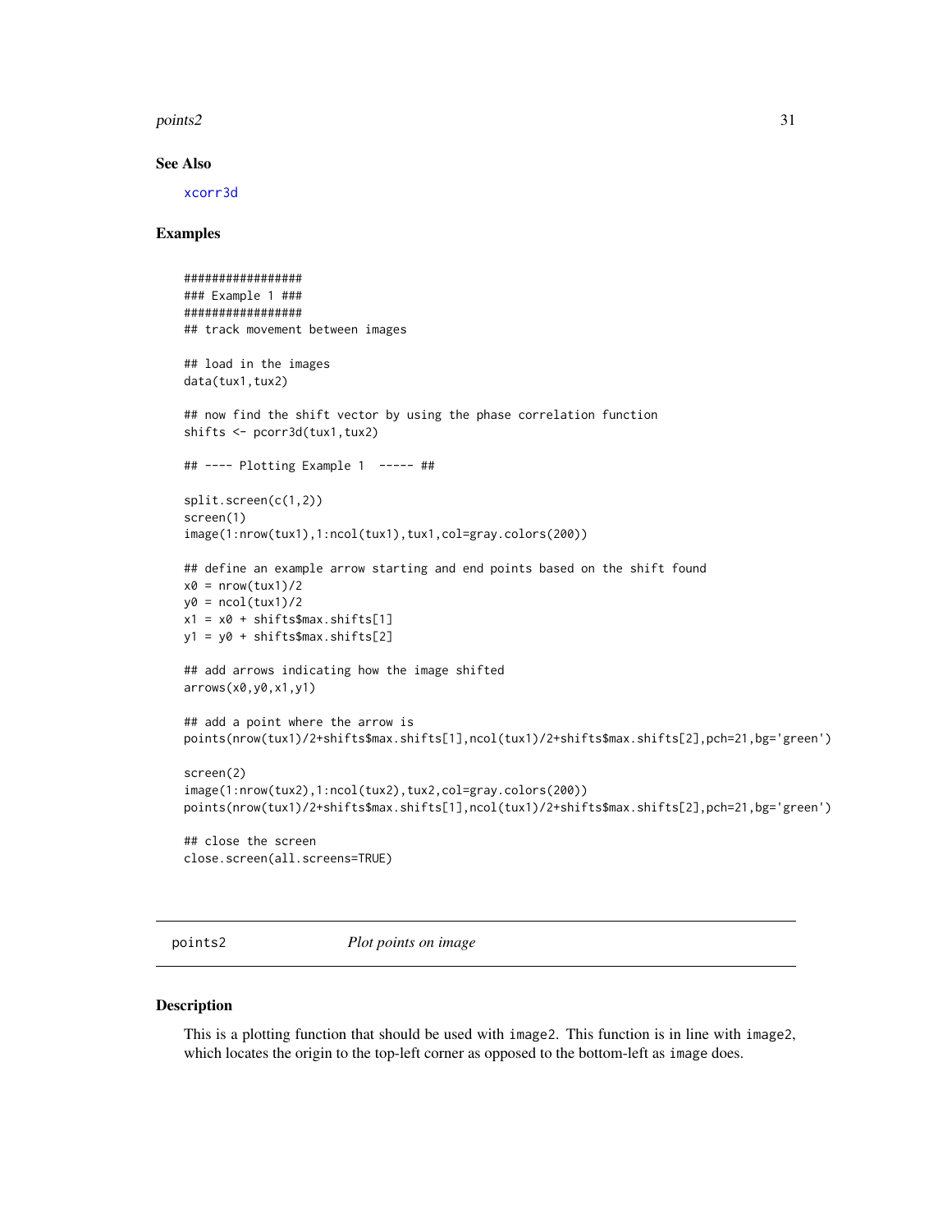## See Also

xcorr3d

## Examples

```
#################
### Example 1 ###
#################
## track movement between images

## load in the images
data(tux1,tux2)

## now find the shift vector by using the phase correlation function
shifts <- pcorr3d(tux1,tux2)

## ---- Plotting Example 1  ----- ##

split.screen(c(1,2))
screen(1)
image(1:nrow(tux1),1:ncol(tux1),tux1,col=gray.colors(200))

## define an example arrow starting and end points based on the shift found
x0 = nrow(tux1)/2
y0 = ncol(tux1)/2
x1 = x0 + shifts$max.shifts[1]
y1 = y0 + shifts$max.shifts[2]

## add arrows indicating how the image shifted
arrows(x0,y0,x1,y1)

## add a point where the arrow is
points(nrow(tux1)/2+shifts$max.shifts[1],ncol(tux1)/2+shifts$max.shifts[2],pch=21,bg='green')

screen(2)
image(1:nrow(tux2),1:ncol(tux2),tux2,col=gray.colors(200))
points(nrow(tux1)/2+shifts$max.shifts[1],ncol(tux1)/2+shifts$max.shifts[2],pch=21,bg='green')

## close the screen
close.screen(all.screens=TRUE)
```

# points2 — *Plot points on image*

## Description

This is a plotting function that should be used with image2. This function is in line with image2, which locates the origin to the top-left corner as opposed to the bottom-left as image does.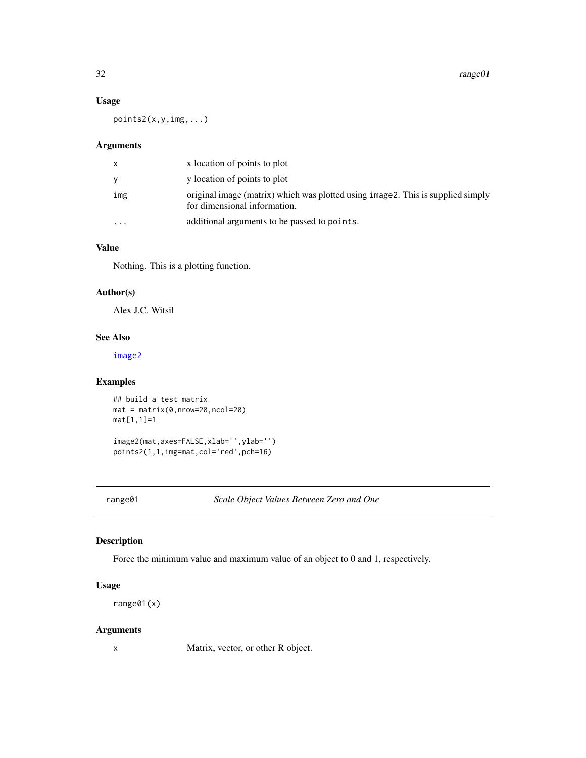### Usage

```
points2(x,y,img,...)
```

### Arguments

| | |
|---|---|
| x | x location of points to plot |
| y | y location of points to plot |
| img | original image (matrix) which was plotted using `image2`. This is supplied simply for dimensional information. |
| ... | additional arguments to be passed to `points`. |

### Value

Nothing. This is a plotting function.

### Author(s)

Alex J.C. Witsil

### See Also

`image2`

### Examples

```
## build a test matrix
mat = matrix(0,nrow=20,ncol=20)
mat[1,1]=1

image2(mat,axes=FALSE,xlab='',ylab='')
points2(1,1,img=mat,col='red',pch=16)
```

---

## range01 — *Scale Object Values Between Zero and One*

### Description

Force the minimum value and maximum value of an object to 0 and 1, respectively.

### Usage

```
range01(x)
```

### Arguments

| | |
|---|---|
| x | Matrix, vector, or other R object. |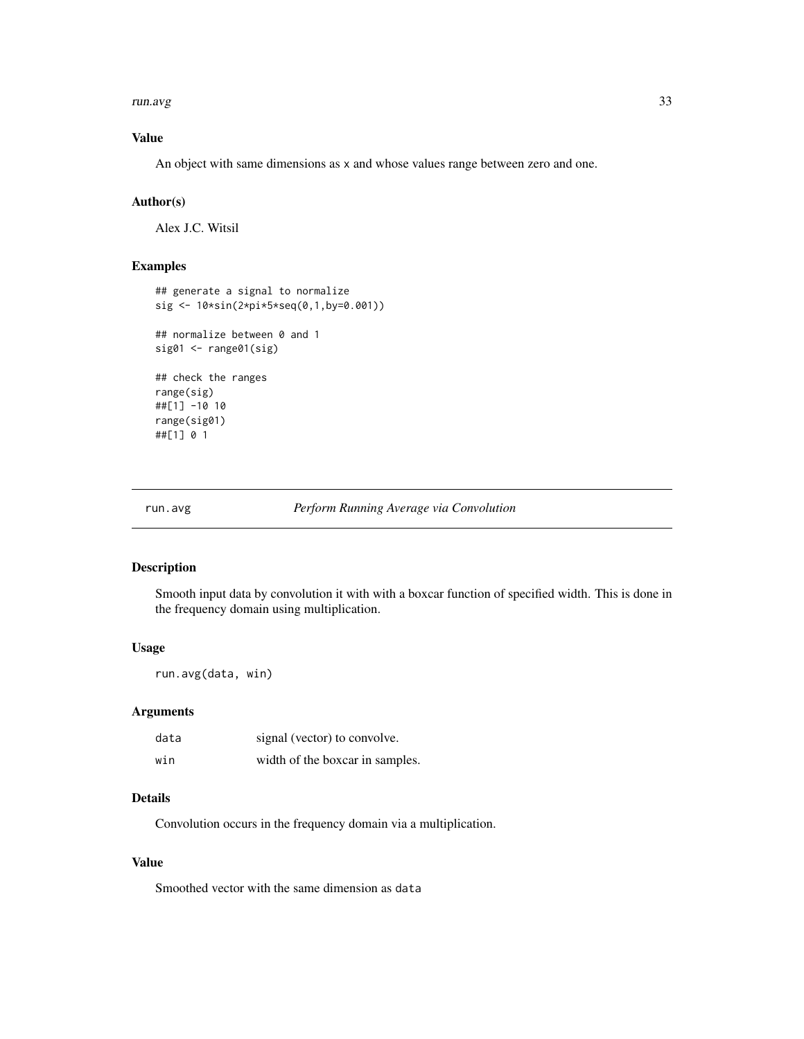### Value

An object with same dimensions as x and whose values range between zero and one.

### Author(s)

Alex J.C. Witsil

### Examples

```
## generate a signal to normalize
sig <- 10*sin(2*pi*5*seq(0,1,by=0.001))

## normalize between 0 and 1
sig01 <- range01(sig)

## check the ranges
range(sig)
##[1] -10 10
range(sig01)
##[1] 0 1
```

---

## run.avg &nbsp;&nbsp;&nbsp;&nbsp; *Perform Running Average via Convolution*

---

### Description

Smooth input data by convolution it with with a boxcar function of specified width. This is done in the frequency domain using multiplication.

### Usage

```
run.avg(data, win)
```

### Arguments

| | |
|---|---|
| data | signal (vector) to convolve. |
| win | width of the boxcar in samples. |

### Details

Convolution occurs in the frequency domain via a multiplication.

### Value

Smoothed vector with the same dimension as data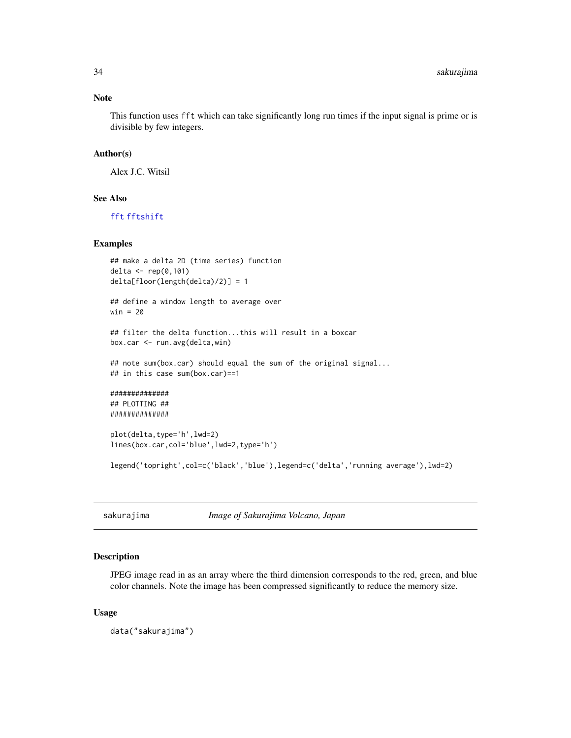### Note

This function uses `fft` which can take significantly long run times if the input signal is prime or is divisible by few integers.

### Author(s)

Alex J.C. Witsil

### See Also

`fft` `fftshift`

### Examples

```
## make a delta 2D (time series) function
delta <- rep(0,101)
delta[floor(length(delta)/2)] = 1

## define a window length to average over
win = 20

## filter the delta function...this will result in a boxcar
box.car <- run.avg(delta,win)

## note sum(box.car) should equal the sum of the original signal...
## in this case sum(box.car)==1

##############
## PLOTTING ##
##############

plot(delta,type='h',lwd=2)
lines(box.car,col='blue',lwd=2,type='h')

legend('topright',col=c('black','blue'),legend=c('delta','running average'),lwd=2)
```

---

## sakurajima — *Image of Sakurajima Volcano, Japan*

### Description

JPEG image read in as an array where the third dimension corresponds to the red, green, and blue color channels. Note the image has been compressed significantly to reduce the memory size.

### Usage

```
data("sakurajima")
```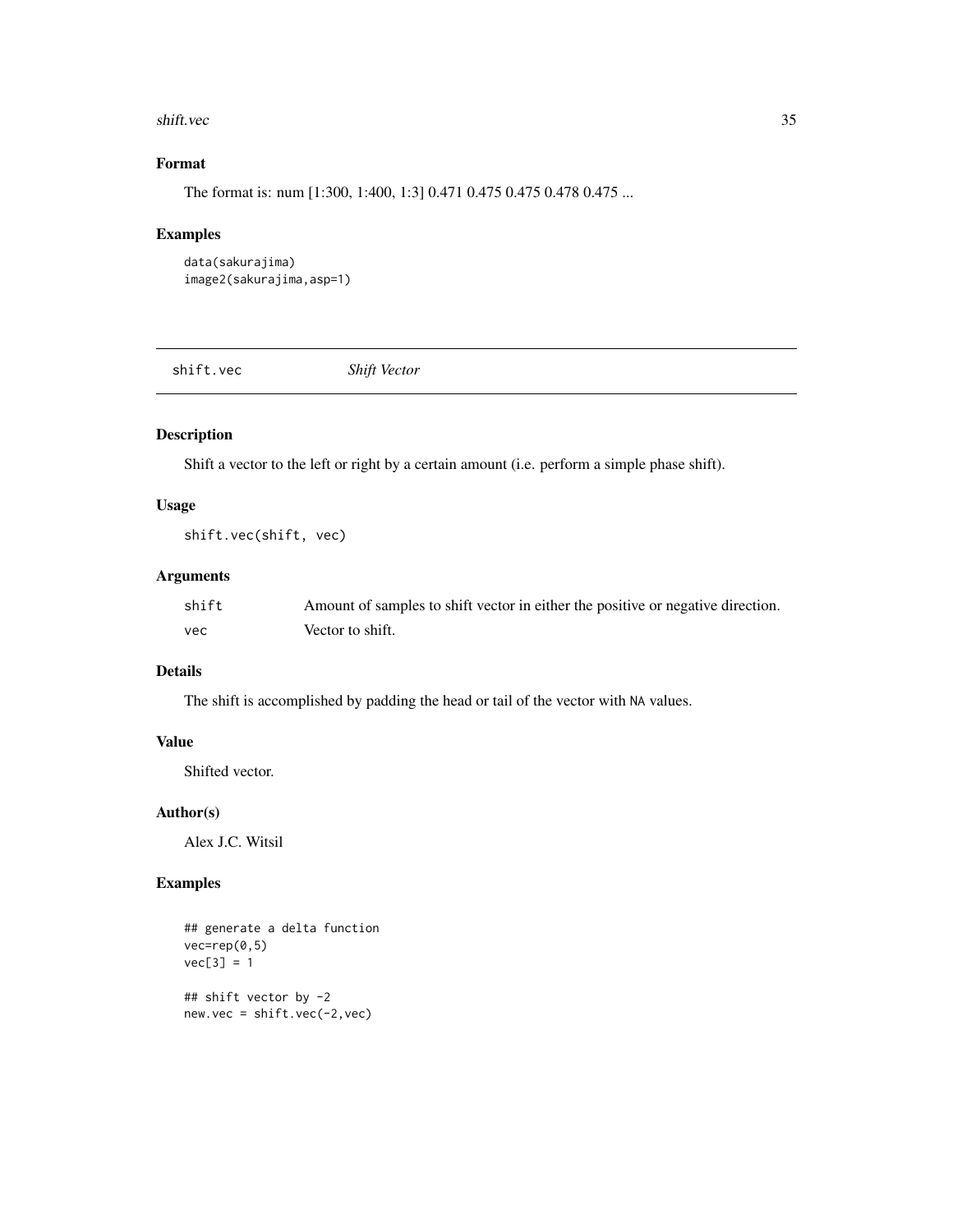### Format

The format is: num [1:300, 1:400, 1:3] 0.471 0.475 0.475 0.478 0.475 ...

### Examples

```
data(sakurajima)
image2(sakurajima,asp=1)
```

---

## shift.vec *Shift Vector*

---

### Description

Shift a vector to the left or right by a certain amount (i.e. perform a simple phase shift).

### Usage

```
shift.vec(shift, vec)
```

### Arguments

| | |
|---|---|
| shift | Amount of samples to shift vector in either the positive or negative direction. |
| vec | Vector to shift. |

### Details

The shift is accomplished by padding the head or tail of the vector with NA values.

### Value

Shifted vector.

### Author(s)

Alex J.C. Witsil

### Examples

```
## generate a delta function
vec=rep(0,5)
vec[3] = 1

## shift vector by -2
new.vec = shift.vec(-2,vec)
```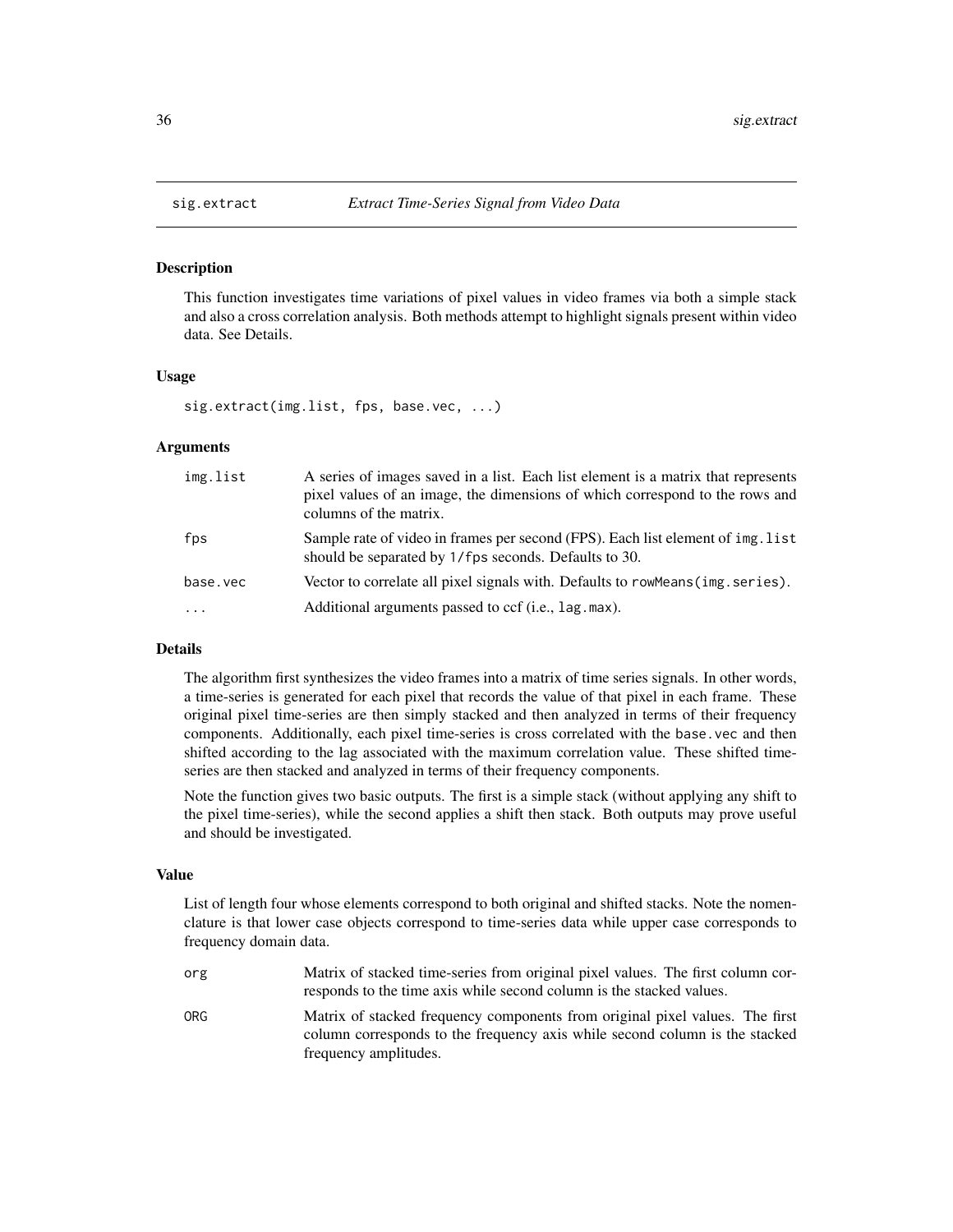## sig.extract *Extract Time-Series Signal from Video Data*

### Description

This function investigates time variations of pixel values in video frames via both a simple stack and also a cross correlation analysis. Both methods attempt to highlight signals present within video data. See Details.

### Usage

```
sig.extract(img.list, fps, base.vec, ...)
```

### Arguments

| | |
|---|---|
| `img.list` | A series of images saved in a list. Each list element is a matrix that represents pixel values of an image, the dimensions of which correspond to the rows and columns of the matrix. |
| `fps` | Sample rate of video in frames per second (FPS). Each list element of `img.list` should be separated by `1/fps` seconds. Defaults to 30. |
| `base.vec` | Vector to correlate all pixel signals with. Defaults to `rowMeans(img.series)`. |
| `...` | Additional arguments passed to ccf (i.e., `lag.max`). |

### Details

The algorithm first synthesizes the video frames into a matrix of time series signals. In other words, a time-series is generated for each pixel that records the value of that pixel in each frame. These original pixel time-series are then simply stacked and then analyzed in terms of their frequency components. Additionally, each pixel time-series is cross correlated with the `base.vec` and then shifted according to the lag associated with the maximum correlation value. These shifted time-series are then stacked and analyzed in terms of their frequency components.

Note the function gives two basic outputs. The first is a simple stack (without applying any shift to the pixel time-series), while the second applies a shift then stack. Both outputs may prove useful and should be investigated.

### Value

List of length four whose elements correspond to both original and shifted stacks. Note the nomenclature is that lower case objects correspond to time-series data while upper case corresponds to frequency domain data.

| | |
|---|---|
| `org` | Matrix of stacked time-series from original pixel values. The first column corresponds to the time axis while second column is the stacked values. |
| `ORG` | Matrix of stacked frequency components from original pixel values. The first column corresponds to the frequency axis while second column is the stacked frequency amplitudes. |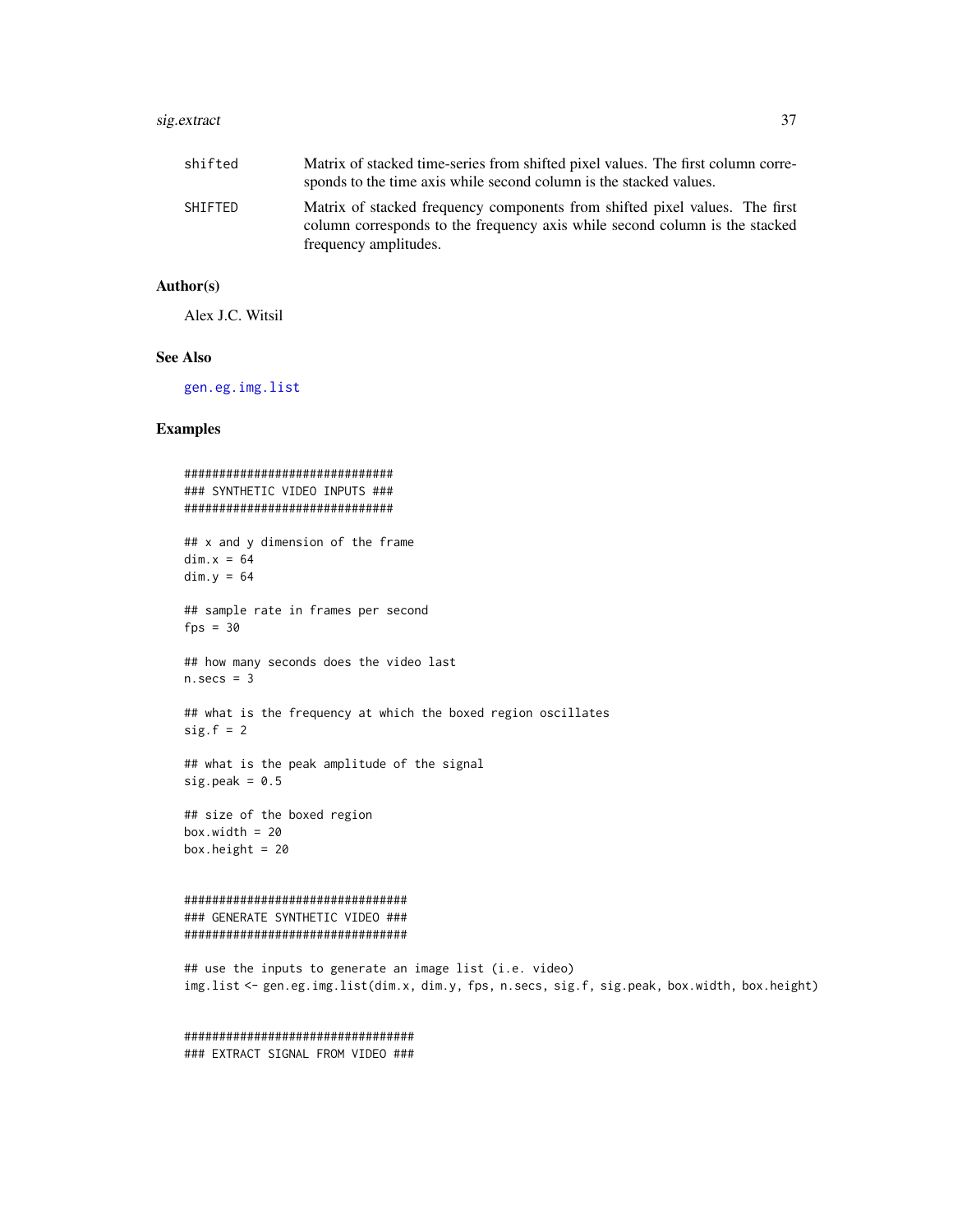| | |
|---|---|
| shifted | Matrix of stacked time-series from shifted pixel values. The first column corresponds to the time axis while second column is the stacked values. |
| SHIFTED | Matrix of stacked frequency components from shifted pixel values. The first column corresponds to the frequency axis while second column is the stacked frequency amplitudes. |

## Author(s)

Alex J.C. Witsil

## See Also

gen.eg.img.list

## Examples

```
##############################
### SYNTHETIC VIDEO INPUTS ###
##############################

## x and y dimension of the frame
dim.x = 64
dim.y = 64

## sample rate in frames per second
fps = 30

## how many seconds does the video last
n.secs = 3

## what is the frequency at which the boxed region oscillates
sig.f = 2

## what is the peak amplitude of the signal
sig.peak = 0.5

## size of the boxed region
box.width = 20
box.height = 20


################################
### GENERATE SYNTHETIC VIDEO ###
################################

## use the inputs to generate an image list (i.e. video)
img.list <- gen.eg.img.list(dim.x, dim.y, fps, n.secs, sig.f, sig.peak, box.width, box.height)


#################################
### EXTRACT SIGNAL FROM VIDEO ###
```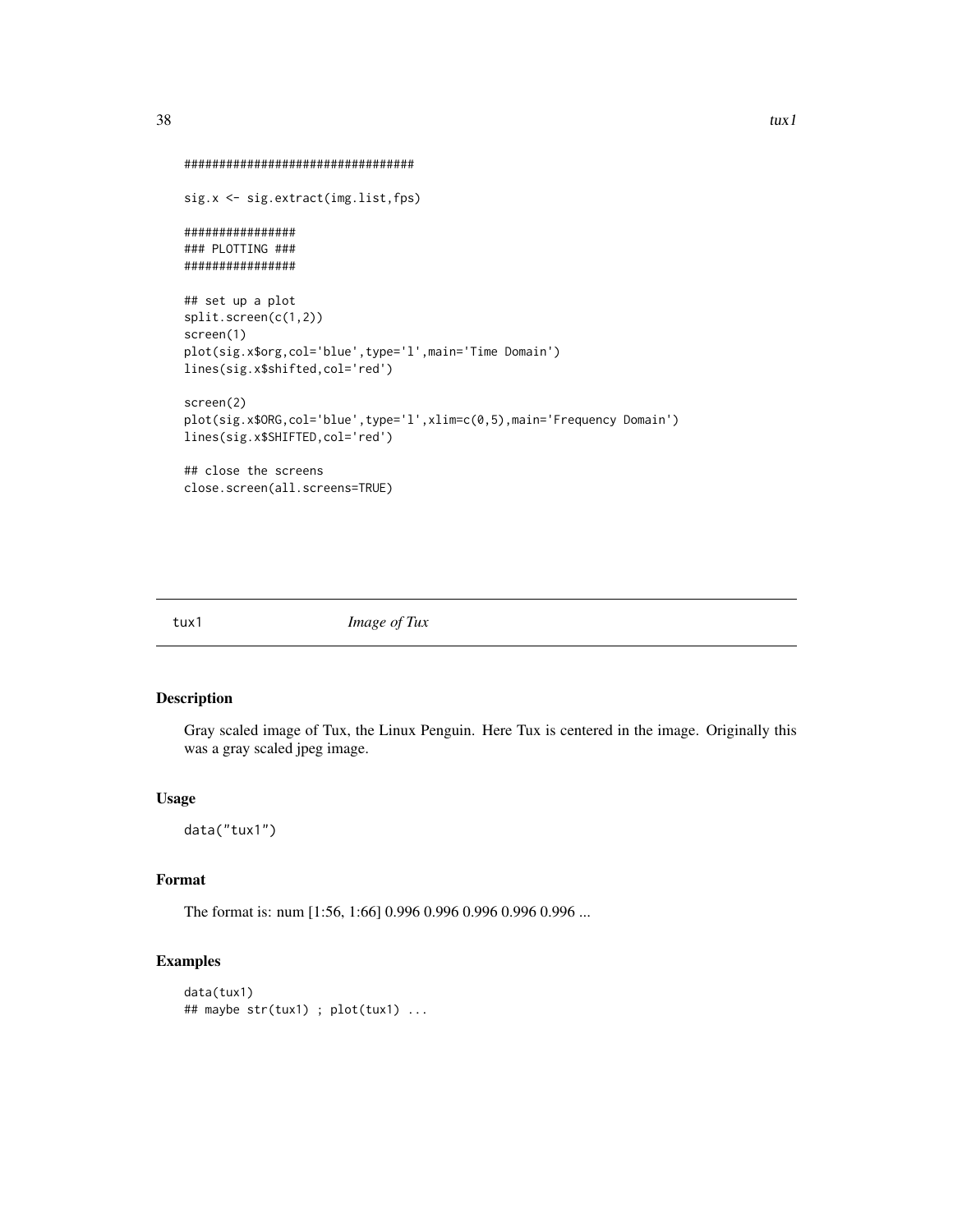```
#################################

sig.x <- sig.extract(img.list,fps)

################
### PLOTTING ###
################

## set up a plot
split.screen(c(1,2))
screen(1)
plot(sig.x$org,col='blue',type='l',main='Time Domain')
lines(sig.x$shifted,col='red')

screen(2)
plot(sig.x$ORG,col='blue',type='l',xlim=c(0,5),main='Frequency Domain')
lines(sig.x$SHIFTED,col='red')

## close the screens
close.screen(all.screens=TRUE)
```

---

## tux1 &nbsp;&nbsp;&nbsp;&nbsp; *Image of Tux*

---

### Description

Gray scaled image of Tux, the Linux Penguin. Here Tux is centered in the image. Originally this was a gray scaled jpeg image.

### Usage

```
data("tux1")
```

### Format

The format is: num [1:56, 1:66] 0.996 0.996 0.996 0.996 0.996 ...

### Examples

```
data(tux1)
## maybe str(tux1) ; plot(tux1) ...
```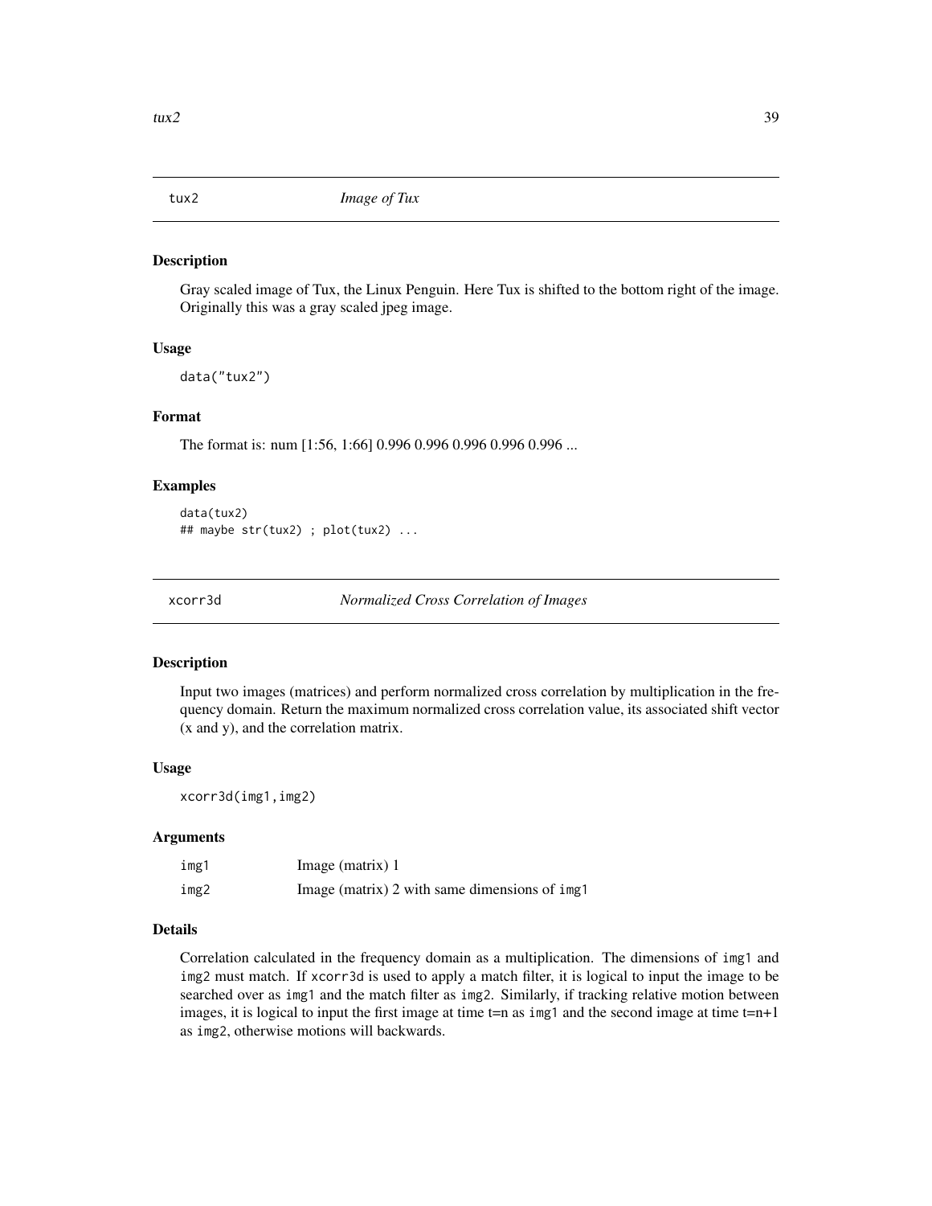## tux2 — *Image of Tux*

### Description

Gray scaled image of Tux, the Linux Penguin. Here Tux is shifted to the bottom right of the image. Originally this was a gray scaled jpeg image.

### Usage

```
data("tux2")
```

### Format

The format is: num [1:56, 1:66] 0.996 0.996 0.996 0.996 0.996 ...

### Examples

```
data(tux2)
## maybe str(tux2) ; plot(tux2) ...
```

## xcorr3d — *Normalized Cross Correlation of Images*

### Description

Input two images (matrices) and perform normalized cross correlation by multiplication in the frequency domain. Return the maximum normalized cross correlation value, its associated shift vector (x and y), and the correlation matrix.

### Usage

```
xcorr3d(img1,img2)
```

### Arguments

| | |
|---|---|
| `img1` | Image (matrix) 1 |
| `img2` | Image (matrix) 2 with same dimensions of `img1` |

### Details

Correlation calculated in the frequency domain as a multiplication. The dimensions of `img1` and `img2` must match. If `xcorr3d` is used to apply a match filter, it is logical to input the image to be searched over as `img1` and the match filter as `img2`. Similarly, if tracking relative motion between images, it is logical to input the first image at time t=n as `img1` and the second image at time t=n+1 as `img2`, otherwise motions will backwards.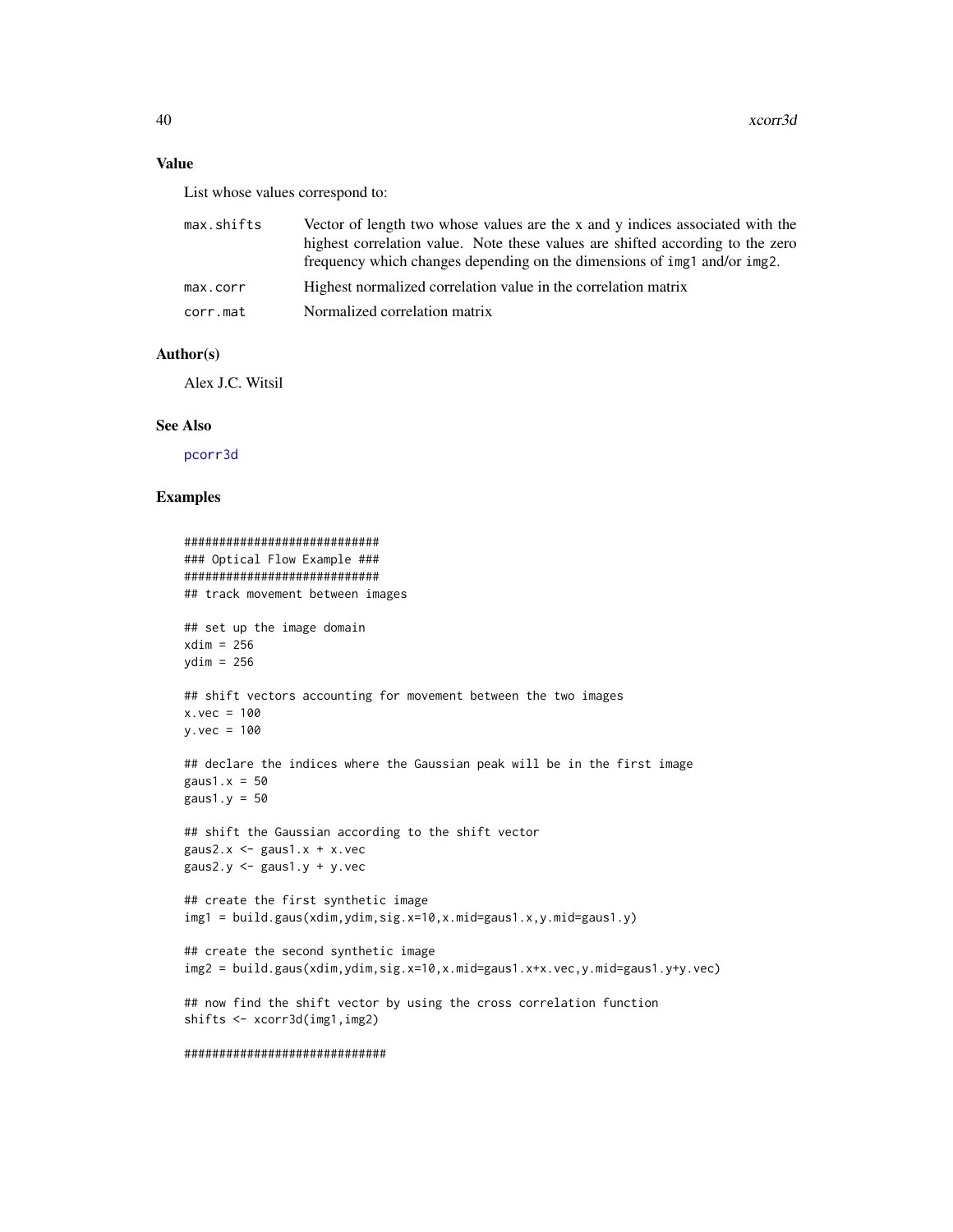## Value

List whose values correspond to:

| | |
|---|---|
| max.shifts | Vector of length two whose values are the x and y indices associated with the highest correlation value. Note these values are shifted according to the zero frequency which changes depending on the dimensions of img1 and/or img2. |
| max.corr | Highest normalized correlation value in the correlation matrix |
| corr.mat | Normalized correlation matrix |

## Author(s)

Alex J.C. Witsil

## See Also

pcorr3d

## Examples

```
############################
### Optical Flow Example ###
############################
## track movement between images

## set up the image domain
xdim = 256
ydim = 256

## shift vectors accounting for movement between the two images
x.vec = 100
y.vec = 100

## declare the indices where the Gaussian peak will be in the first image
gaus1.x = 50
gaus1.y = 50

## shift the Gaussian according to the shift vector
gaus2.x <- gaus1.x + x.vec
gaus2.y <- gaus1.y + y.vec

## create the first synthetic image
img1 = build.gaus(xdim,ydim,sig.x=10,x.mid=gaus1.x,y.mid=gaus1.y)

## create the second synthetic image
img2 = build.gaus(xdim,ydim,sig.x=10,x.mid=gaus1.x+x.vec,y.mid=gaus1.y+y.vec)

## now find the shift vector by using the cross correlation function
shifts <- xcorr3d(img1,img2)

#############################
```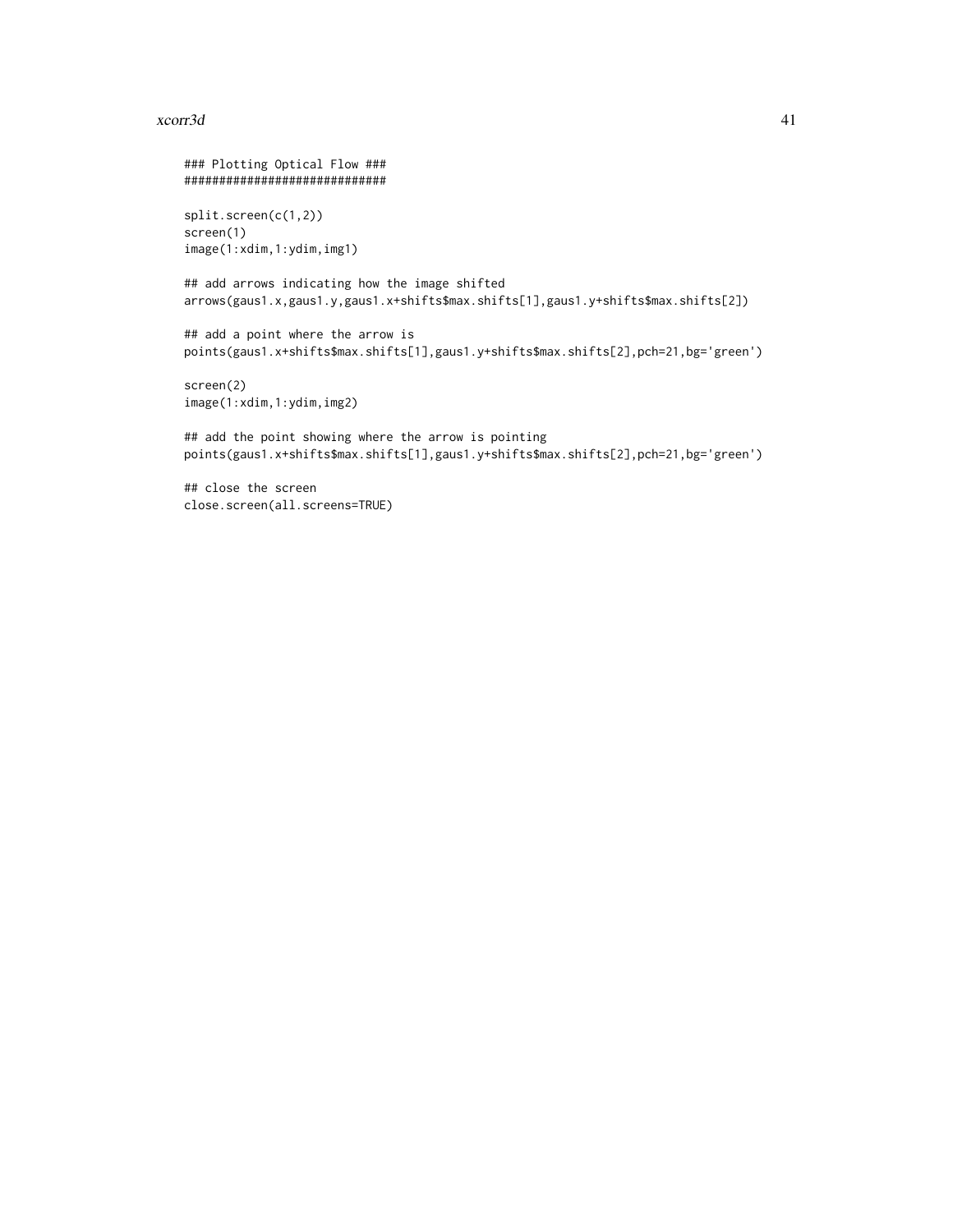```
### Plotting Optical Flow ###
#############################

split.screen(c(1,2))
screen(1)
image(1:xdim,1:ydim,img1)

## add arrows indicating how the image shifted
arrows(gaus1.x,gaus1.y,gaus1.x+shifts$max.shifts[1],gaus1.y+shifts$max.shifts[2])

## add a point where the arrow is
points(gaus1.x+shifts$max.shifts[1],gaus1.y+shifts$max.shifts[2],pch=21,bg='green')

screen(2)
image(1:xdim,1:ydim,img2)

## add the point showing where the arrow is pointing
points(gaus1.x+shifts$max.shifts[1],gaus1.y+shifts$max.shifts[2],pch=21,bg='green')

## close the screen
close.screen(all.screens=TRUE)
```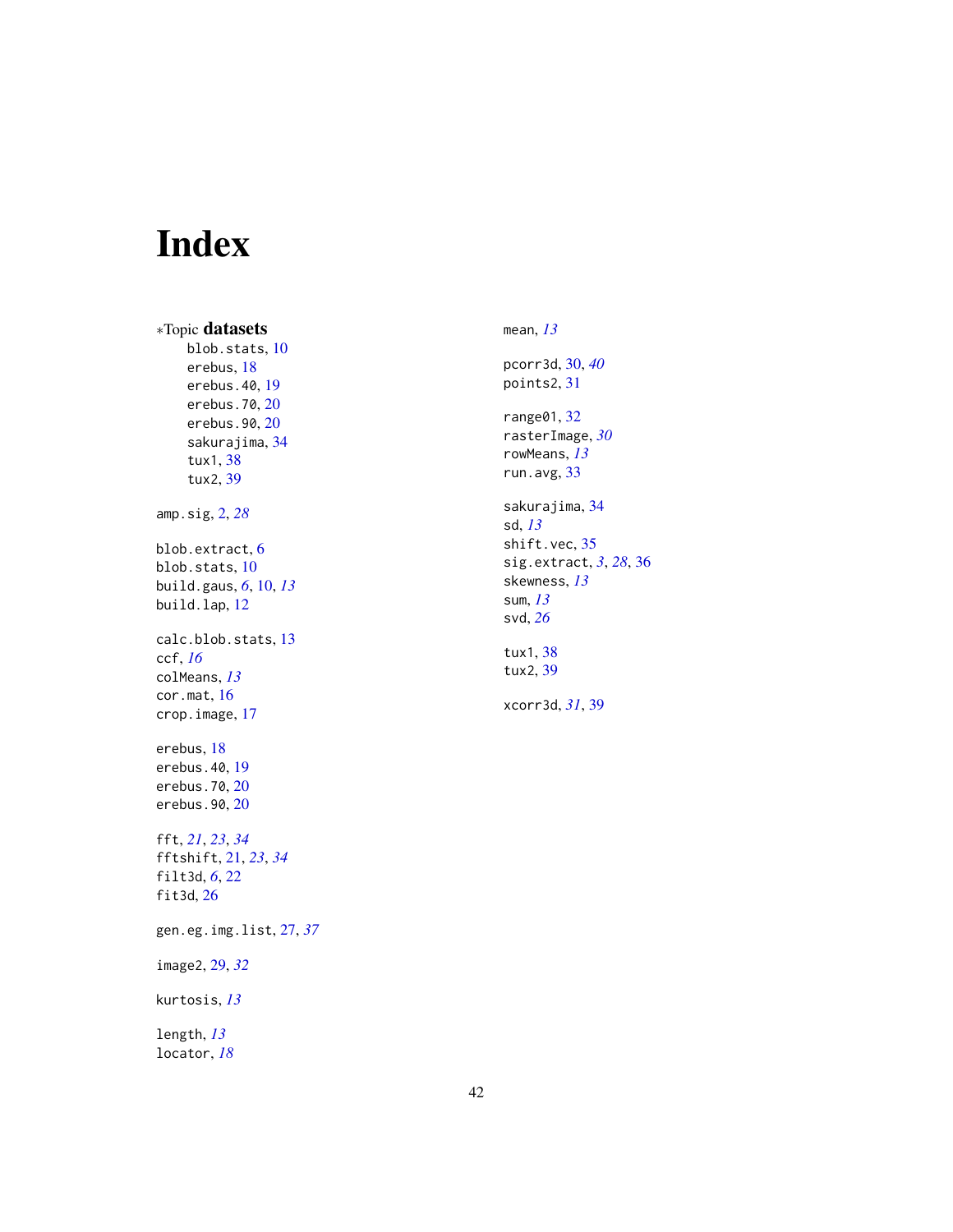# Index

∗Topic **datasets**
- blob.stats, 10
- erebus, 18
- erebus.40, 19
- erebus.70, 20
- erebus.90, 20
- sakurajima, 34
- tux1, 38
- tux2, 39

amp.sig, 2, *28*

blob.extract, 6
blob.stats, 10
build.gaus, *6*, 10, *13*
build.lap, 12

calc.blob.stats, 13
ccf, *16*
colMeans, *13*
cor.mat, 16
crop.image, 17

erebus, 18
erebus.40, 19
erebus.70, 20
erebus.90, 20

fft, *21*, *23*, *34*
fftshift, 21, *23*, *34*
filt3d, *6*, 22
fit3d, 26

gen.eg.img.list, 27, *37*

image2, 29, *32*

kurtosis, *13*

length, *13*
locator, *18*

mean, *13*

pcorr3d, 30, *40*
points2, 31

range01, 32
rasterImage, *30*
rowMeans, *13*
run.avg, 33

sakurajima, 34
sd, *13*
shift.vec, 35
sig.extract, *3*, *28*, 36
skewness, *13*
sum, *13*
svd, *26*

tux1, 38
tux2, 39

xcorr3d, *31*, 39